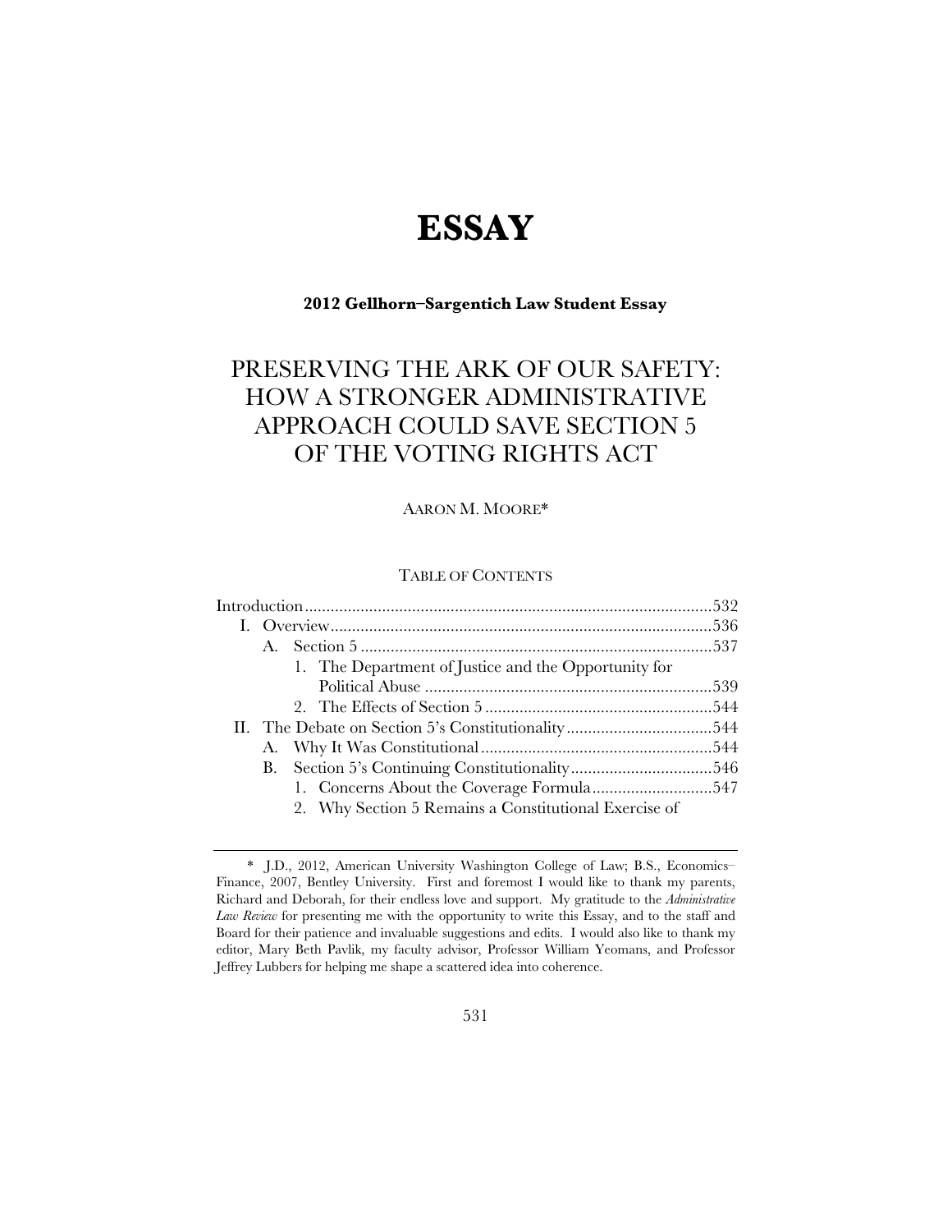# ESSAY

**2012 Gellhorn–Sargentich Law Student Essay**

## PRESERVING THE ARK OF OUR SAFETY: HOW A STRONGER ADMINISTRATIVE APPROACH COULD SAVE SECTION 5 OF THE VOTING RIGHTS ACT

AARON M. MOORE*

TABLE OF CONTENTS

Introduction ....................................................................................532
- I. Overview ....................................................................................536
  - A. Section 5 ...............................................................................537
    - 1. The Department of Justice and the Opportunity for Political Abuse ....................................................................539
    - 2. The Effects of Section 5 .....................................................544
- II. The Debate on Section 5's Constitutionality ..................................544
  - A. Why It Was Constitutional ......................................................544
  - B. Section 5's Continuing Constitutionality ...................................546
    - 1. Concerns About the Coverage Formula ...............................547
    - 2. Why Section 5 Remains a Constitutional Exercise of

---

\* J.D., 2012, American University Washington College of Law; B.S., Economics–Finance, 2007, Bentley University. First and foremost I would like to thank my parents, Richard and Deborah, for their endless love and support. My gratitude to the *Administrative Law Review* for presenting me with the opportunity to write this Essay, and to the staff and Board for their patience and invaluable suggestions and edits. I would also like to thank my editor, Mary Beth Pavlik, my faculty advisor, Professor William Yeomans, and Professor Jeffrey Lubbers for helping me shape a scattered idea into coherence.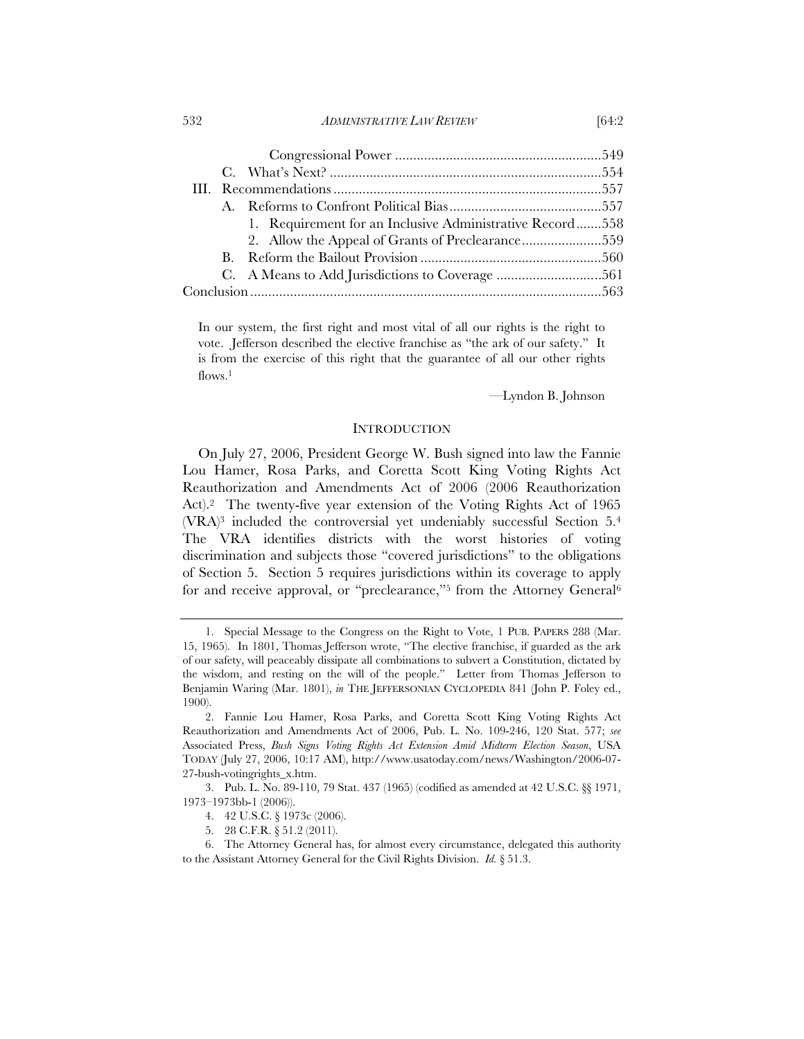Congressional Power ..........................................................549
C. What's Next? ...........................................................................554
III. Recommendations ..........................................................................557
A. Reforms to Confront Political Bias..........................................557
1. Requirement for an Inclusive Administrative Record.......558
2. Allow the Appeal of Grants of Preclearance......................559
B. Reform the Bailout Provision ..................................................560
C. A Means to Add Jurisdictions to Coverage ............................561
Conclusion.................................................................................................563

> In our system, the first right and most vital of all our rights is the right to vote. Jefferson described the elective franchise as "the ark of our safety." It is from the exercise of this right that the guarantee of all our other rights flows.[1]
>
> —Lyndon B. Johnson

## INTRODUCTION

On July 27, 2006, President George W. Bush signed into law the Fannie Lou Hamer, Rosa Parks, and Coretta Scott King Voting Rights Act Reauthorization and Amendments Act of 2006 (2006 Reauthorization Act).[2] The twenty-five year extension of the Voting Rights Act of 1965 (VRA)[3] included the controversial yet undeniably successful Section 5.[4] The VRA identifies districts with the worst histories of voting discrimination and subjects those "covered jurisdictions" to the obligations of Section 5. Section 5 requires jurisdictions within its coverage to apply for and receive approval, or "preclearance,"[5] from the Attorney General[6]

---

1. Special Message to the Congress on the Right to Vote, 1 PUB. PAPERS 288 (Mar. 15, 1965). In 1801, Thomas Jefferson wrote, "The elective franchise, if guarded as the ark of our safety, will peaceably dissipate all combinations to subvert a Constitution, dictated by the wisdom, and resting on the will of the people." Letter from Thomas Jefferson to Benjamin Waring (Mar. 1801), *in* THE JEFFERSONIAN CYCLOPEDIA 841 (John P. Foley ed., 1900).

2. Fannie Lou Hamer, Rosa Parks, and Coretta Scott King Voting Rights Act Reauthorization and Amendments Act of 2006, Pub. L. No. 109-246, 120 Stat. 577; *see* Associated Press, *Bush Signs Voting Rights Act Extension Amid Midterm Election Season*, USA TODAY (July 27, 2006, 10:17 AM), http://www.usatoday.com/news/Washington/2006-07-27-bush-votingrights_x.htm.

3. Pub. L. No. 89-110, 79 Stat. 437 (1965) (codified as amended at 42 U.S.C. §§ 1971, 1973–1973bb-1 (2006)).

4. 42 U.S.C. § 1973c (2006).

5. 28 C.F.R. § 51.2 (2011).

6. The Attorney General has, for almost every circumstance, delegated this authority to the Assistant Attorney General for the Civil Rights Division. *Id.* § 51.3.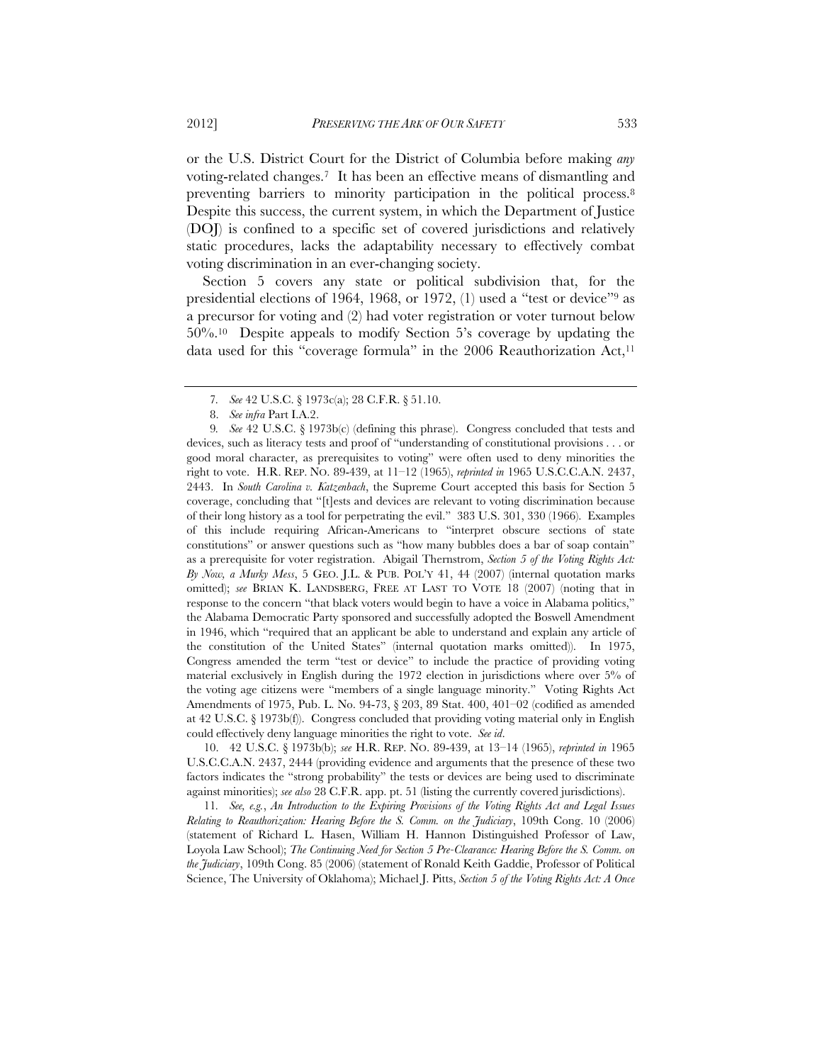or the U.S. District Court for the District of Columbia before making *any* voting-related changes.[7] It has been an effective means of dismantling and preventing barriers to minority participation in the political process.[8] Despite this success, the current system, in which the Department of Justice (DOJ) is confined to a specific set of covered jurisdictions and relatively static procedures, lacks the adaptability necessary to effectively combat voting discrimination in an ever-changing society.

Section 5 covers any state or political subdivision that, for the presidential elections of 1964, 1968, or 1972, (1) used a "test or device"[9] as a precursor for voting and (2) had voter registration or voter turnout below 50%.[10] Despite appeals to modify Section 5's coverage by updating the data used for this "coverage formula" in the 2006 Reauthorization Act,[11]

---

7. *See* 42 U.S.C. § 1973c(a); 28 C.F.R. § 51.10.

8. *See infra* Part I.A.2.

9. *See* 42 U.S.C. § 1973b(c) (defining this phrase). Congress concluded that tests and devices, such as literacy tests and proof of "understanding of constitutional provisions . . . or good moral character, as prerequisites to voting" were often used to deny minorities the right to vote. H.R. REP. NO. 89-439, at 11–12 (1965), *reprinted in* 1965 U.S.C.C.A.N. 2437, 2443. In *South Carolina v. Katzenbach*, the Supreme Court accepted this basis for Section 5 coverage, concluding that "[t]ests and devices are relevant to voting discrimination because of their long history as a tool for perpetrating the evil." 383 U.S. 301, 330 (1966). Examples of this include requiring African-Americans to "interpret obscure sections of state constitutions" or answer questions such as "how many bubbles does a bar of soap contain" as a prerequisite for voter registration. Abigail Thernstrom, *Section 5 of the Voting Rights Act: By Now, a Murky Mess*, 5 GEO. J.L. & PUB. POL'Y 41, 44 (2007) (internal quotation marks omitted); *see* BRIAN K. LANDSBERG, FREE AT LAST TO VOTE 18 (2007) (noting that in response to the concern "that black voters would begin to have a voice in Alabama politics," the Alabama Democratic Party sponsored and successfully adopted the Boswell Amendment in 1946, which "required that an applicant be able to understand and explain any article of the constitution of the United States" (internal quotation marks omitted)). In 1975, Congress amended the term "test or device" to include the practice of providing voting material exclusively in English during the 1972 election in jurisdictions where over 5% of the voting age citizens were "members of a single language minority." Voting Rights Act Amendments of 1975, Pub. L. No. 94-73, § 203, 89 Stat. 400, 401–02 (codified as amended at 42 U.S.C. § 1973b(f)). Congress concluded that providing voting material only in English could effectively deny language minorities the right to vote. *See id.*

10. 42 U.S.C. § 1973b(b); *see* H.R. REP. NO. 89-439, at 13–14 (1965), *reprinted in* 1965 U.S.C.C.A.N. 2437, 2444 (providing evidence and arguments that the presence of these two factors indicates the "strong probability" the tests or devices are being used to discriminate against minorities); *see also* 28 C.F.R. app. pt. 51 (listing the currently covered jurisdictions).

11. *See, e.g.*, *An Introduction to the Expiring Provisions of the Voting Rights Act and Legal Issues Relating to Reauthorization: Hearing Before the S. Comm. on the Judiciary*, 109th Cong. 10 (2006) (statement of Richard L. Hasen, William H. Hannon Distinguished Professor of Law, Loyola Law School); *The Continuing Need for Section 5 Pre-Clearance: Hearing Before the S. Comm. on the Judiciary*, 109th Cong. 85 (2006) (statement of Ronald Keith Gaddie, Professor of Political Science, The University of Oklahoma); Michael J. Pitts, *Section 5 of the Voting Rights Act: A Once*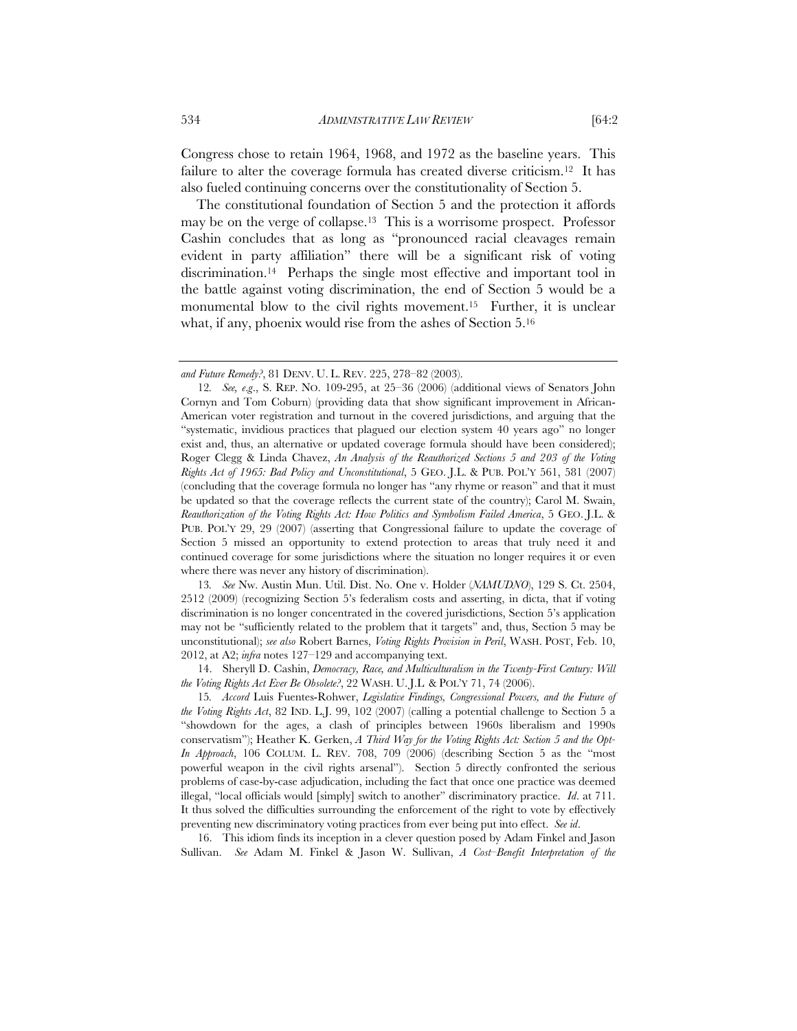Congress chose to retain 1964, 1968, and 1972 as the baseline years. This failure to alter the coverage formula has created diverse criticism.[12] It has also fueled continuing concerns over the constitutionality of Section 5.

The constitutional foundation of Section 5 and the protection it affords may be on the verge of collapse.[13] This is a worrisome prospect. Professor Cashin concludes that as long as "pronounced racial cleavages remain evident in party affiliation" there will be a significant risk of voting discrimination.[14] Perhaps the single most effective and important tool in the battle against voting discrimination, the end of Section 5 would be a monumental blow to the civil rights movement.[15] Further, it is unclear what, if any, phoenix would rise from the ashes of Section 5.[16]

---

*and Future Remedy?*, 81 DENV. U. L. REV. 225, 278–82 (2003).

12. *See, e.g.*, S. REP. NO. 109-295, at 25–36 (2006) (additional views of Senators John Cornyn and Tom Coburn) (providing data that show significant improvement in African-American voter registration and turnout in the covered jurisdictions, and arguing that the "systematic, invidious practices that plagued our election system 40 years ago" no longer exist and, thus, an alternative or updated coverage formula should have been considered); Roger Clegg & Linda Chavez, *An Analysis of the Reauthorized Sections 5 and 203 of the Voting Rights Act of 1965: Bad Policy and Unconstitutional*, 5 GEO. J.L. & PUB. POL'Y 561, 581 (2007) (concluding that the coverage formula no longer has "any rhyme or reason" and that it must be updated so that the coverage reflects the current state of the country); Carol M. Swain, *Reauthorization of the Voting Rights Act: How Politics and Symbolism Failed America*, 5 GEO. J.L. & PUB. POL'Y 29, 29 (2007) (asserting that Congressional failure to update the coverage of Section 5 missed an opportunity to extend protection to areas that truly need it and continued coverage for some jurisdictions where the situation no longer requires it or even where there was never any history of discrimination).

13. *See* Nw. Austin Mun. Util. Dist. No. One v. Holder (*NAMUDNO*), 129 S. Ct. 2504, 2512 (2009) (recognizing Section 5's federalism costs and asserting, in dicta, that if voting discrimination is no longer concentrated in the covered jurisdictions, Section 5's application may not be "sufficiently related to the problem that it targets" and, thus, Section 5 may be unconstitutional); *see also* Robert Barnes, *Voting Rights Provision in Peril*, WASH. POST, Feb. 10, 2012, at A2; *infra* notes 127–129 and accompanying text.

14. Sheryll D. Cashin, *Democracy, Race, and Multiculturalism in the Twenty-First Century: Will the Voting Rights Act Ever Be Obsolete?*, 22 WASH. U. J.L & POL'Y 71, 74 (2006).

15. *Accord* Luis Fuentes-Rohwer, *Legislative Findings, Congressional Powers, and the Future of the Voting Rights Act*, 82 IND. L.J. 99, 102 (2007) (calling a potential challenge to Section 5 a "showdown for the ages, a clash of principles between 1960s liberalism and 1990s conservatism"); Heather K. Gerken, *A Third Way for the Voting Rights Act: Section 5 and the Opt-In Approach*, 106 COLUM. L. REV. 708, 709 (2006) (describing Section 5 as the "most powerful weapon in the civil rights arsenal"). Section 5 directly confronted the serious problems of case-by-case adjudication, including the fact that once one practice was deemed illegal, "local officials would [simply] switch to another" discriminatory practice. *Id.* at 711. It thus solved the difficulties surrounding the enforcement of the right to vote by effectively preventing new discriminatory voting practices from ever being put into effect. *See id.*

16. This idiom finds its inception in a clever question posed by Adam Finkel and Jason Sullivan. *See* Adam M. Finkel & Jason W. Sullivan, *A Cost–Benefit Interpretation of the*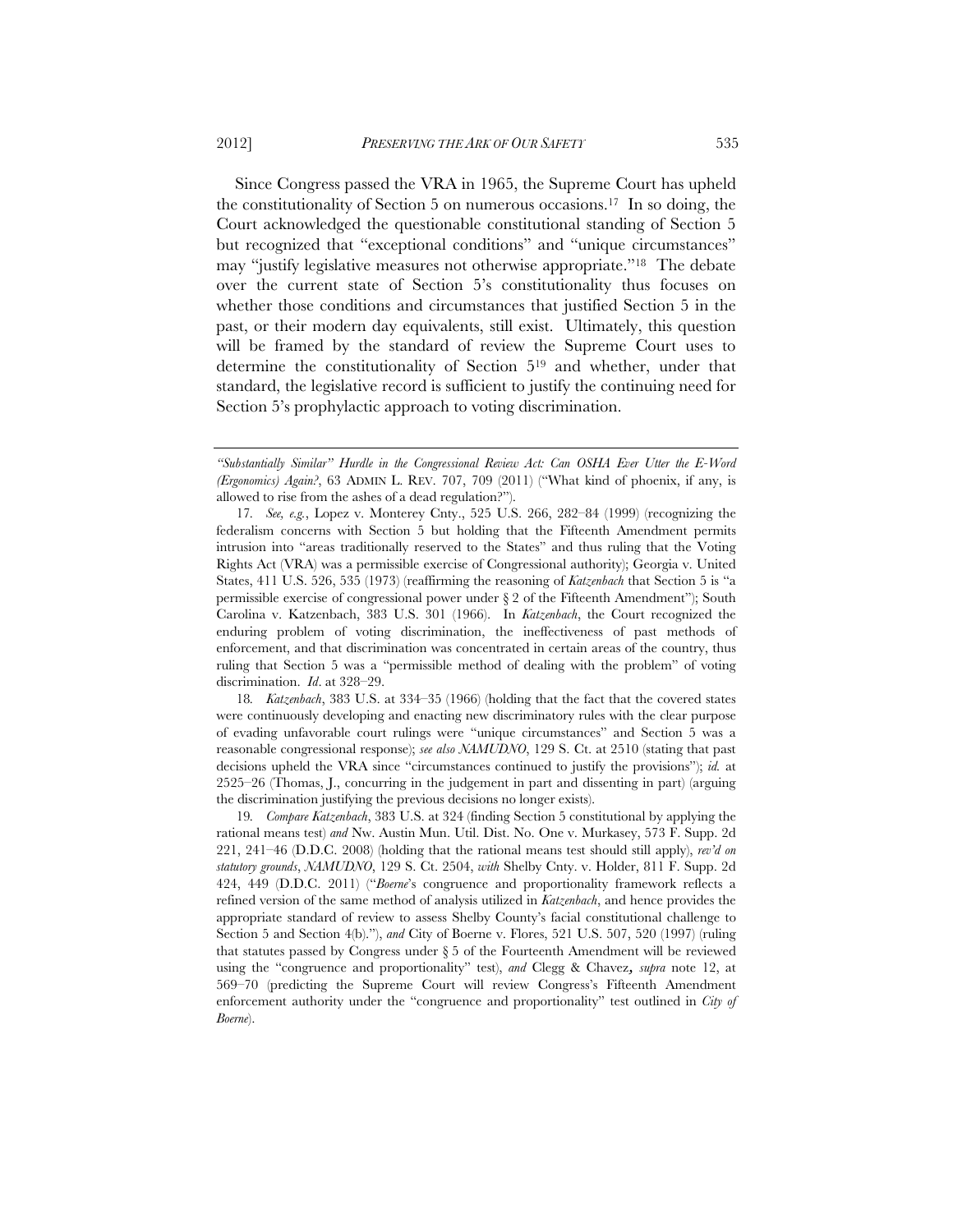Since Congress passed the VRA in 1965, the Supreme Court has upheld the constitutionality of Section 5 on numerous occasions.[17] In so doing, the Court acknowledged the questionable constitutional standing of Section 5 but recognized that "exceptional conditions" and "unique circumstances" may "justify legislative measures not otherwise appropriate."[18] The debate over the current state of Section 5's constitutionality thus focuses on whether those conditions and circumstances that justified Section 5 in the past, or their modern day equivalents, still exist. Ultimately, this question will be framed by the standard of review the Supreme Court uses to determine the constitutionality of Section 5[19] and whether, under that standard, the legislative record is sufficient to justify the continuing need for Section 5's prophylactic approach to voting discrimination.

---

*"Substantially Similar" Hurdle in the Congressional Review Act: Can OSHA Ever Utter the E-Word (Ergonomics) Again?*, 63 ADMIN L. REV. 707, 709 (2011) ("What kind of phoenix, if any, is allowed to rise from the ashes of a dead regulation?").

17. *See, e.g.*, Lopez v. Monterey Cnty., 525 U.S. 266, 282–84 (1999) (recognizing the federalism concerns with Section 5 but holding that the Fifteenth Amendment permits intrusion into "areas traditionally reserved to the States" and thus ruling that the Voting Rights Act (VRA) was a permissible exercise of Congressional authority); Georgia v. United States, 411 U.S. 526, 535 (1973) (reaffirming the reasoning of *Katzenbach* that Section 5 is "a permissible exercise of congressional power under § 2 of the Fifteenth Amendment"); South Carolina v. Katzenbach, 383 U.S. 301 (1966). In *Katzenbach*, the Court recognized the enduring problem of voting discrimination, the ineffectiveness of past methods of enforcement, and that discrimination was concentrated in certain areas of the country, thus ruling that Section 5 was a "permissible method of dealing with the problem" of voting discrimination. *Id*. at 328–29.

18. *Katzenbach*, 383 U.S. at 334–35 (1966) (holding that the fact that the covered states were continuously developing and enacting new discriminatory rules with the clear purpose of evading unfavorable court rulings were "unique circumstances" and Section 5 was a reasonable congressional response); *see also NAMUDNO*, 129 S. Ct. at 2510 (stating that past decisions upheld the VRA since "circumstances continued to justify the provisions"); *id.* at 2525–26 (Thomas, J., concurring in the judgement in part and dissenting in part) (arguing the discrimination justifying the previous decisions no longer exists).

19. *Compare Katzenbach*, 383 U.S. at 324 (finding Section 5 constitutional by applying the rational means test) *and* Nw. Austin Mun. Util. Dist. No. One v. Murkasey, 573 F. Supp. 2d 221, 241–46 (D.D.C. 2008) (holding that the rational means test should still apply), *rev'd on statutory grounds*, *NAMUDNO*, 129 S. Ct. 2504, *with* Shelby Cnty. v. Holder, 811 F. Supp. 2d 424, 449 (D.D.C. 2011) ("*Boerne*'s congruence and proportionality framework reflects a refined version of the same method of analysis utilized in *Katzenbach*, and hence provides the appropriate standard of review to assess Shelby County's facial constitutional challenge to Section 5 and Section 4(b)."), *and* City of Boerne v. Flores, 521 U.S. 507, 520 (1997) (ruling that statutes passed by Congress under § 5 of the Fourteenth Amendment will be reviewed using the "congruence and proportionality" test), *and* Clegg & Chavez, *supra* note 12, at 569–70 (predicting the Supreme Court will review Congress's Fifteenth Amendment enforcement authority under the "congruence and proportionality" test outlined in *City of Boerne*).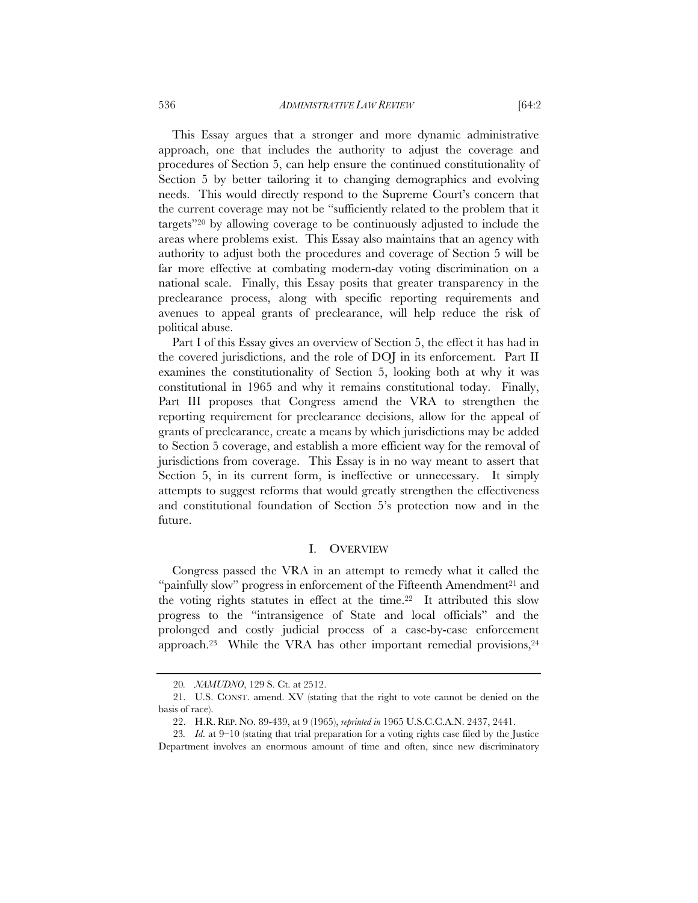This Essay argues that a stronger and more dynamic administrative approach, one that includes the authority to adjust the coverage and procedures of Section 5, can help ensure the continued constitutionality of Section 5 by better tailoring it to changing demographics and evolving needs. This would directly respond to the Supreme Court's concern that the current coverage may not be "sufficiently related to the problem that it targets"[20] by allowing coverage to be continuously adjusted to include the areas where problems exist. This Essay also maintains that an agency with authority to adjust both the procedures and coverage of Section 5 will be far more effective at combating modern-day voting discrimination on a national scale. Finally, this Essay posits that greater transparency in the preclearance process, along with specific reporting requirements and avenues to appeal grants of preclearance, will help reduce the risk of political abuse.

Part I of this Essay gives an overview of Section 5, the effect it has had in the covered jurisdictions, and the role of DOJ in its enforcement. Part II examines the constitutionality of Section 5, looking both at why it was constitutional in 1965 and why it remains constitutional today. Finally, Part III proposes that Congress amend the VRA to strengthen the reporting requirement for preclearance decisions, allow for the appeal of grants of preclearance, create a means by which jurisdictions may be added to Section 5 coverage, and establish a more efficient way for the removal of jurisdictions from coverage. This Essay is in no way meant to assert that Section 5, in its current form, is ineffective or unnecessary. It simply attempts to suggest reforms that would greatly strengthen the effectiveness and constitutional foundation of Section 5's protection now and in the future.

## I. OVERVIEW

Congress passed the VRA in an attempt to remedy what it called the "painfully slow" progress in enforcement of the Fifteenth Amendment[21] and the voting rights statutes in effect at the time.[22] It attributed this slow progress to the "intransigence of State and local officials" and the prolonged and costly judicial process of a case-by-case enforcement approach.[23] While the VRA has other important remedial provisions,[24]

---

20. *NAMUDNO*, 129 S. Ct. at 2512.

21. U.S. CONST. amend. XV (stating that the right to vote cannot be denied on the basis of race).

22. H.R. REP. NO. 89-439, at 9 (1965), *reprinted in* 1965 U.S.C.C.A.N. 2437, 2441.

23. *Id*. at 9–10 (stating that trial preparation for a voting rights case filed by the Justice Department involves an enormous amount of time and often, since new discriminatory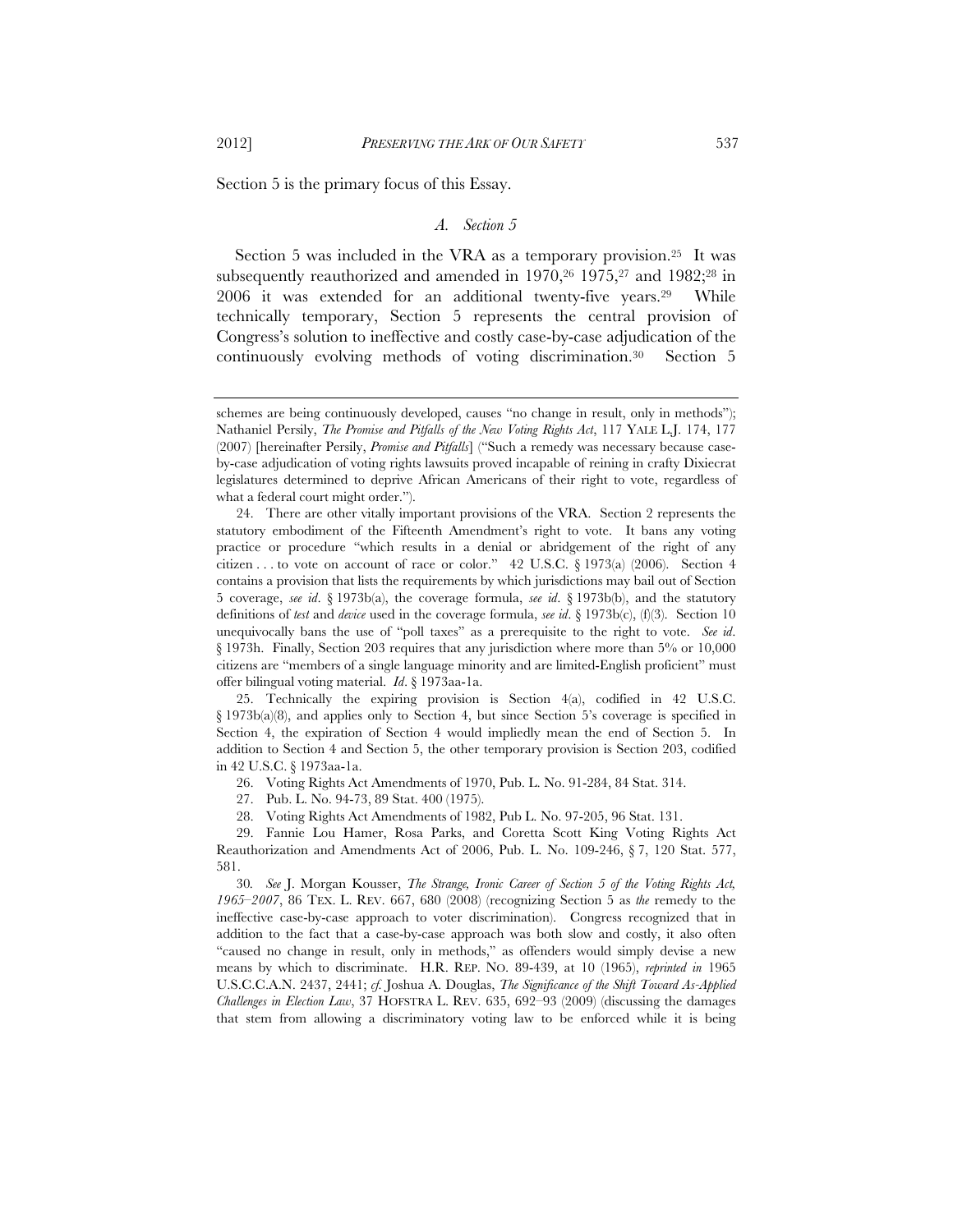Section 5 is the primary focus of this Essay.

### *A. Section 5*

Section 5 was included in the VRA as a temporary provision.[25] It was subsequently reauthorized and amended in 1970,[26] 1975,[27] and 1982;[28] in 2006 it was extended for an additional twenty-five years.[29] While technically temporary, Section 5 represents the central provision of Congress's solution to ineffective and costly case-by-case adjudication of the continuously evolving methods of voting discrimination.[30] Section 5

---

schemes are being continuously developed, causes "no change in result, only in methods"); Nathaniel Persily, *The Promise and Pitfalls of the New Voting Rights Act*, 117 YALE L.J. 174, 177 (2007) [hereinafter Persily, *Promise and Pitfalls*] ("Such a remedy was necessary because case-by-case adjudication of voting rights lawsuits proved incapable of reining in crafty Dixiecrat legislatures determined to deprive African Americans of their right to vote, regardless of what a federal court might order.").

24. There are other vitally important provisions of the VRA. Section 2 represents the statutory embodiment of the Fifteenth Amendment's right to vote. It bans any voting practice or procedure "which results in a denial or abridgement of the right of any citizen . . . to vote on account of race or color." 42 U.S.C. § 1973(a) (2006). Section 4 contains a provision that lists the requirements by which jurisdictions may bail out of Section 5 coverage, *see id*. § 1973b(a), the coverage formula, *see id*. § 1973b(b), and the statutory definitions of *test* and *device* used in the coverage formula, *see id*. § 1973b(c), (f)(3). Section 10 unequivocally bans the use of "poll taxes" as a prerequisite to the right to vote. *See id*. § 1973h. Finally, Section 203 requires that any jurisdiction where more than 5% or 10,000 citizens are "members of a single language minority and are limited-English proficient" must offer bilingual voting material. *Id*. § 1973aa-1a.

25. Technically the expiring provision is Section 4(a), codified in 42 U.S.C. § 1973b(a)(8), and applies only to Section 4, but since Section 5's coverage is specified in Section 4, the expiration of Section 4 would impliedly mean the end of Section 5. In addition to Section 4 and Section 5, the other temporary provision is Section 203, codified in 42 U.S.C. § 1973aa-1a.

26. Voting Rights Act Amendments of 1970, Pub. L. No. 91-284, 84 Stat. 314.

27. Pub. L. No. 94-73, 89 Stat. 400 (1975).

28. Voting Rights Act Amendments of 1982, Pub L. No. 97-205, 96 Stat. 131.

29. Fannie Lou Hamer, Rosa Parks, and Coretta Scott King Voting Rights Act Reauthorization and Amendments Act of 2006, Pub. L. No. 109-246, § 7, 120 Stat. 577, 581.

30. *See* J. Morgan Kousser, *The Strange, Ironic Career of Section 5 of the Voting Rights Act, 1965–2007*, 86 TEX. L. REV. 667, 680 (2008) (recognizing Section 5 as *the* remedy to the ineffective case-by-case approach to voter discrimination). Congress recognized that in addition to the fact that a case-by-case approach was both slow and costly, it also often "caused no change in result, only in methods," as offenders would simply devise a new means by which to discriminate. H.R. REP. NO. 89-439, at 10 (1965), *reprinted in* 1965 U.S.C.C.A.N. 2437, 2441; *cf.* Joshua A. Douglas, *The Significance of the Shift Toward As-Applied Challenges in Election Law*, 37 HOFSTRA L. REV. 635, 692–93 (2009) (discussing the damages that stem from allowing a discriminatory voting law to be enforced while it is being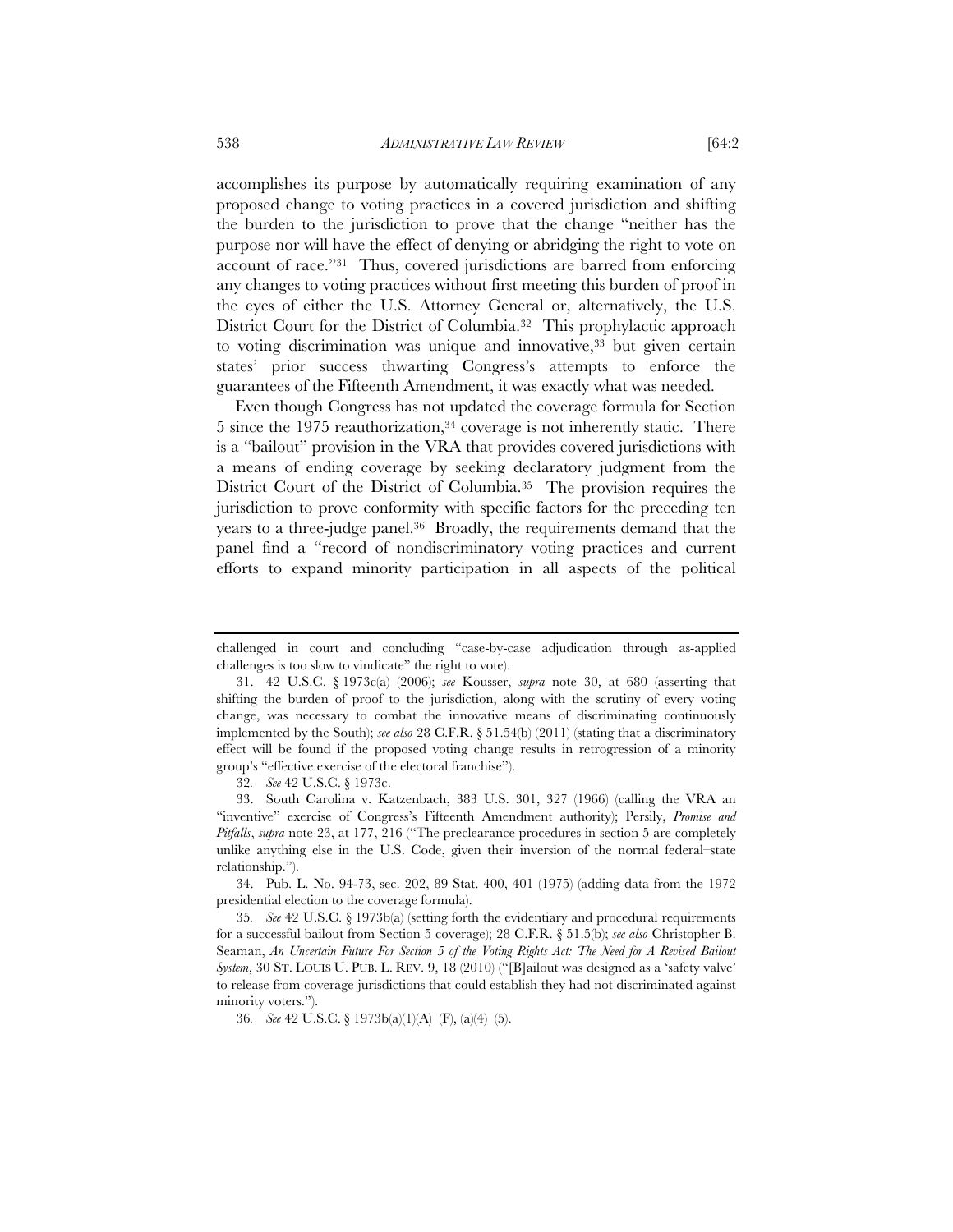accomplishes its purpose by automatically requiring examination of any proposed change to voting practices in a covered jurisdiction and shifting the burden to the jurisdiction to prove that the change "neither has the purpose nor will have the effect of denying or abridging the right to vote on account of race."[31] Thus, covered jurisdictions are barred from enforcing any changes to voting practices without first meeting this burden of proof in the eyes of either the U.S. Attorney General or, alternatively, the U.S. District Court for the District of Columbia.[32] This prophylactic approach to voting discrimination was unique and innovative,[33] but given certain states' prior success thwarting Congress's attempts to enforce the guarantees of the Fifteenth Amendment, it was exactly what was needed.

Even though Congress has not updated the coverage formula for Section 5 since the 1975 reauthorization,[34] coverage is not inherently static. There is a "bailout" provision in the VRA that provides covered jurisdictions with a means of ending coverage by seeking declaratory judgment from the District Court of the District of Columbia.[35] The provision requires the jurisdiction to prove conformity with specific factors for the preceding ten years to a three-judge panel.[36] Broadly, the requirements demand that the panel find a "record of nondiscriminatory voting practices and current efforts to expand minority participation in all aspects of the political

---

challenged in court and concluding "case-by-case adjudication through as-applied challenges is too slow to vindicate" the right to vote).

31. 42 U.S.C. § 1973c(a) (2006); *see* Kousser, *supra* note 30, at 680 (asserting that shifting the burden of proof to the jurisdiction, along with the scrutiny of every voting change, was necessary to combat the innovative means of discriminating continuously implemented by the South); *see also* 28 C.F.R. § 51.54(b) (2011) (stating that a discriminatory effect will be found if the proposed voting change results in retrogression of a minority group's "effective exercise of the electoral franchise").

32. *See* 42 U.S.C. § 1973c.

33. South Carolina v. Katzenbach, 383 U.S. 301, 327 (1966) (calling the VRA an "inventive" exercise of Congress's Fifteenth Amendment authority); Persily, *Promise and Pitfalls*, *supra* note 23, at 177, 216 ("The preclearance procedures in section 5 are completely unlike anything else in the U.S. Code, given their inversion of the normal federal–state relationship.").

34. Pub. L. No. 94-73, sec. 202, 89 Stat. 400, 401 (1975) (adding data from the 1972 presidential election to the coverage formula).

35. *See* 42 U.S.C. § 1973b(a) (setting forth the evidentiary and procedural requirements for a successful bailout from Section 5 coverage); 28 C.F.R. § 51.5(b); *see also* Christopher B. Seaman, *An Uncertain Future For Section 5 of the Voting Rights Act: The Need for A Revised Bailout System*, 30 ST. LOUIS U. PUB. L. REV. 9, 18 (2010) ("[B]ailout was designed as a 'safety valve' to release from coverage jurisdictions that could establish they had not discriminated against minority voters.").

36. *See* 42 U.S.C. § 1973b(a)(1)(A)–(F), (a)(4)–(5).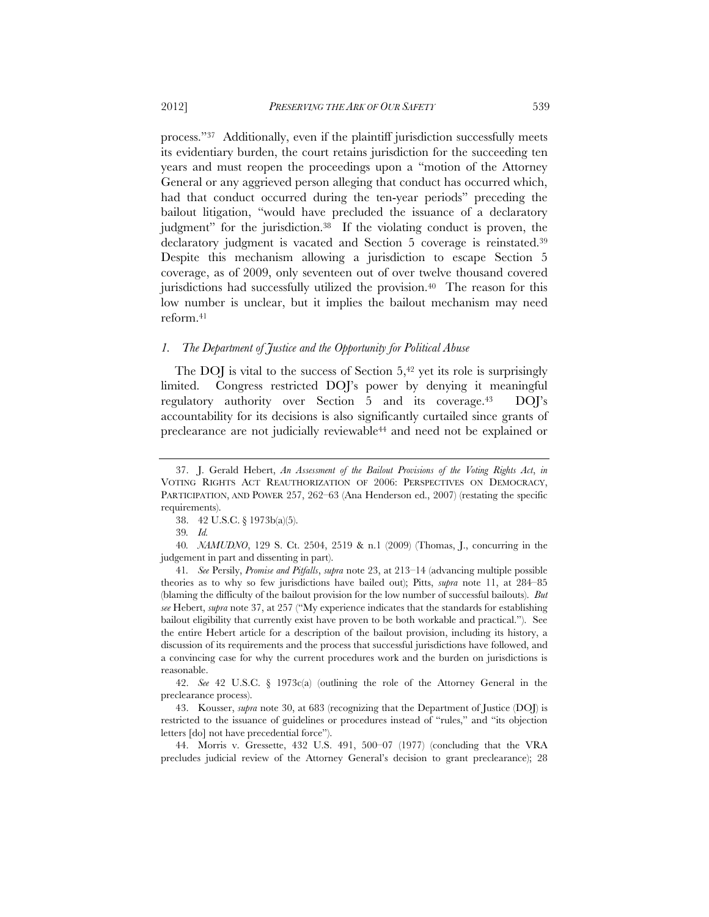process."[37] Additionally, even if the plaintiff jurisdiction successfully meets its evidentiary burden, the court retains jurisdiction for the succeeding ten years and must reopen the proceedings upon a "motion of the Attorney General or any aggrieved person alleging that conduct has occurred which, had that conduct occurred during the ten-year periods" preceding the bailout litigation, "would have precluded the issuance of a declaratory judgment" for the jurisdiction.[38] If the violating conduct is proven, the declaratory judgment is vacated and Section 5 coverage is reinstated.[39] Despite this mechanism allowing a jurisdiction to escape Section 5 coverage, as of 2009, only seventeen out of over twelve thousand covered jurisdictions had successfully utilized the provision.[40] The reason for this low number is unclear, but it implies the bailout mechanism may need reform.[41]

### *1. The Department of Justice and the Opportunity for Political Abuse*

The DOJ is vital to the success of Section 5,[42] yet its role is surprisingly limited. Congress restricted DOJ's power by denying it meaningful regulatory authority over Section 5 and its coverage.[43] DOJ's accountability for its decisions is also significantly curtailed since grants of preclearance are not judicially reviewable[44] and need not be explained or

---

37. J. Gerald Hebert, *An Assessment of the Bailout Provisions of the Voting Rights Act*, *in* VOTING RIGHTS ACT REAUTHORIZATION OF 2006: PERSPECTIVES ON DEMOCRACY, PARTICIPATION, AND POWER 257, 262–63 (Ana Henderson ed., 2007) (restating the specific requirements).

38. 42 U.S.C. § 1973b(a)(5).

39. *Id.*

40. *NAMUDNO*, 129 S. Ct. 2504, 2519 & n.1 (2009) (Thomas, J., concurring in the judgement in part and dissenting in part).

41. *See* Persily, *Promise and Pitfalls*, *supra* note 23, at 213–14 (advancing multiple possible theories as to why so few jurisdictions have bailed out); Pitts, *supra* note 11, at 284–85 (blaming the difficulty of the bailout provision for the low number of successful bailouts). *But see* Hebert, *supra* note 37, at 257 ("My experience indicates that the standards for establishing bailout eligibility that currently exist have proven to be both workable and practical."). See the entire Hebert article for a description of the bailout provision, including its history, a discussion of its requirements and the process that successful jurisdictions have followed, and a convincing case for why the current procedures work and the burden on jurisdictions is reasonable.

42. *See* 42 U.S.C. § 1973c(a) (outlining the role of the Attorney General in the preclearance process).

43. Kousser, *supra* note 30, at 683 (recognizing that the Department of Justice (DOJ) is restricted to the issuance of guidelines or procedures instead of "rules," and "its objection letters [do] not have precedential force").

44. Morris v. Gressette, 432 U.S. 491, 500–07 (1977) (concluding that the VRA precludes judicial review of the Attorney General's decision to grant preclearance); 28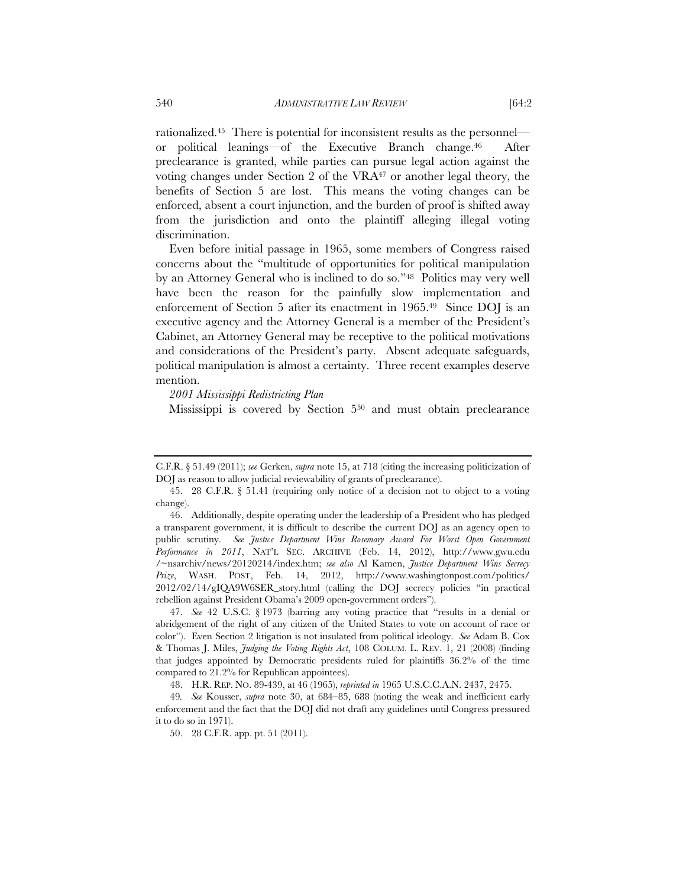rationalized.[45] There is potential for inconsistent results as the personnel—or political leanings—of the Executive Branch change.[46] After preclearance is granted, while parties can pursue legal action against the voting changes under Section 2 of the VRA[47] or another legal theory, the benefits of Section 5 are lost. This means the voting changes can be enforced, absent a court injunction, and the burden of proof is shifted away from the jurisdiction and onto the plaintiff alleging illegal voting discrimination.

Even before initial passage in 1965, some members of Congress raised concerns about the "multitude of opportunities for political manipulation by an Attorney General who is inclined to do so."[48] Politics may very well have been the reason for the painfully slow implementation and enforcement of Section 5 after its enactment in 1965.[49] Since DOJ is an executive agency and the Attorney General is a member of the President's Cabinet, an Attorney General may be receptive to the political motivations and considerations of the President's party. Absent adequate safeguards, political manipulation is almost a certainty. Three recent examples deserve mention.

*2001 Mississippi Redistricting Plan*

Mississippi is covered by Section 5[50] and must obtain preclearance

---

C.F.R. § 51.49 (2011); *see* Gerken, *supra* note 15, at 718 (citing the increasing politicization of DOJ as reason to allow judicial reviewability of grants of preclearance).

45. 28 C.F.R. § 51.41 (requiring only notice of a decision not to object to a voting change).

46. Additionally, despite operating under the leadership of a President who has pledged a transparent government, it is difficult to describe the current DOJ as an agency open to public scrutiny. *See Justice Department Wins Rosemary Award For Worst Open Government Performance in 2011*, NAT'L SEC. ARCHIVE (Feb. 14, 2012), http://www.gwu.edu/~nsarchiv/news/20120214/index.htm; *see also* Al Kamen, *Justice Department Wins Secrecy Prize*, WASH. POST, Feb. 14, 2012, http://www.washingtonpost.com/politics/2012/02/14/gIQA9W6SER_story.html (calling the DOJ secrecy policies "in practical rebellion against President Obama's 2009 open-government orders").

47. *See* 42 U.S.C. § 1973 (barring any voting practice that "results in a denial or abridgement of the right of any citizen of the United States to vote on account of race or color"). Even Section 2 litigation is not insulated from political ideology. *See* Adam B. Cox & Thomas J. Miles, *Judging the Voting Rights Act*, 108 COLUM. L. REV. 1, 21 (2008) (finding that judges appointed by Democratic presidents ruled for plaintiffs 36.2% of the time compared to 21.2% for Republican appointees).

48. H.R. REP. NO. 89-439, at 46 (1965), *reprinted in* 1965 U.S.C.C.A.N. 2437, 2475.

49. *See* Kousser, *supra* note 30, at 684–85, 688 (noting the weak and inefficient early enforcement and the fact that the DOJ did not draft any guidelines until Congress pressured it to do so in 1971).

50. 28 C.F.R. app. pt. 51 (2011).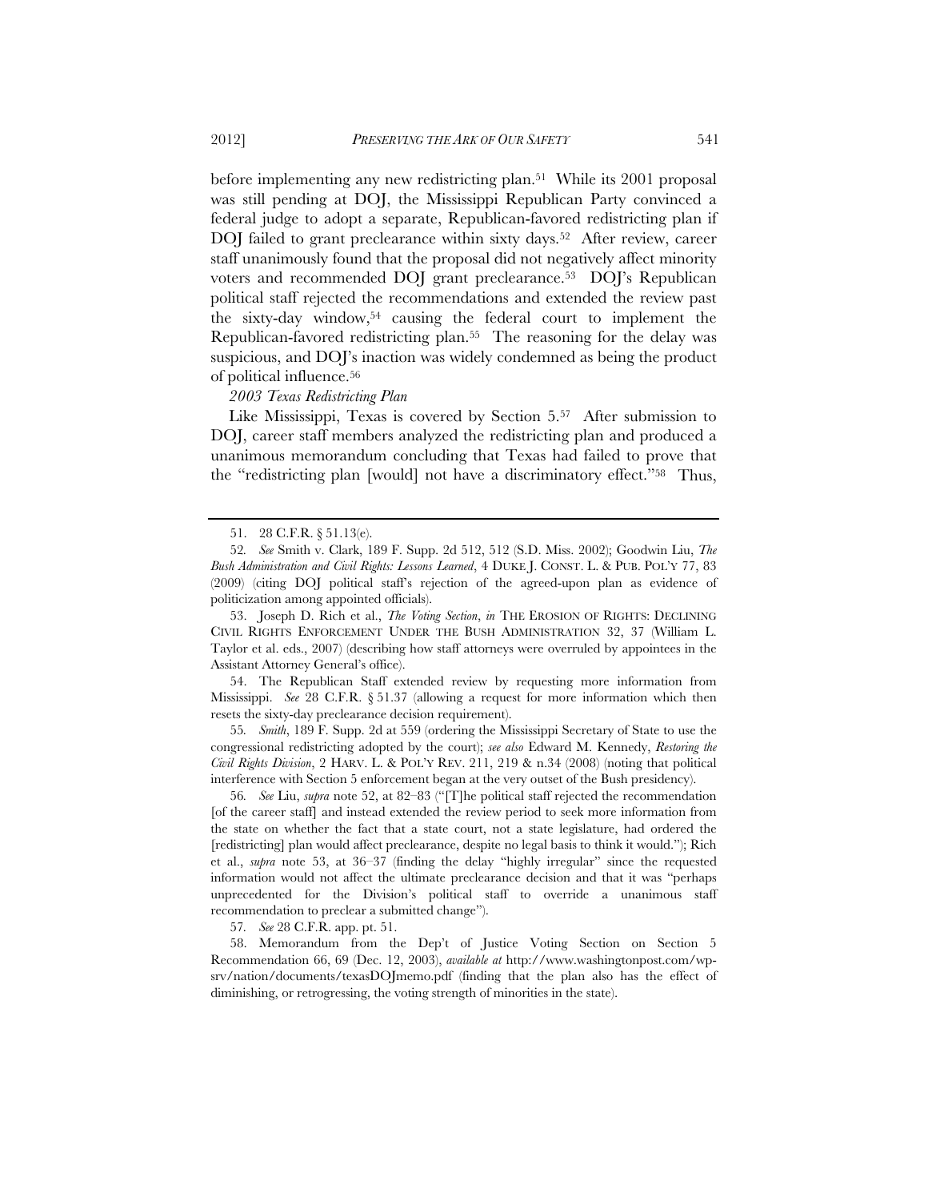before implementing any new redistricting plan.[51] While its 2001 proposal was still pending at DOJ, the Mississippi Republican Party convinced a federal judge to adopt a separate, Republican-favored redistricting plan if DOJ failed to grant preclearance within sixty days.[52] After review, career staff unanimously found that the proposal did not negatively affect minority voters and recommended DOJ grant preclearance.[53] DOJ's Republican political staff rejected the recommendations and extended the review past the sixty-day window,[54] causing the federal court to implement the Republican-favored redistricting plan.[55] The reasoning for the delay was suspicious, and DOJ's inaction was widely condemned as being the product of political influence.[56]

*2003 Texas Redistricting Plan*

Like Mississippi, Texas is covered by Section 5.[57] After submission to DOJ, career staff members analyzed the redistricting plan and produced a unanimous memorandum concluding that Texas had failed to prove that the "redistricting plan [would] not have a discriminatory effect."[58] Thus,

---

51. 28 C.F.R. § 51.13(e).

52. *See* Smith v. Clark, 189 F. Supp. 2d 512, 512 (S.D. Miss. 2002); Goodwin Liu, *The Bush Administration and Civil Rights: Lessons Learned*, 4 DUKE J. CONST. L. & PUB. POL'Y 77, 83 (2009) (citing DOJ political staff's rejection of the agreed-upon plan as evidence of politicization among appointed officials).

53. Joseph D. Rich et al., *The Voting Section*, *in* THE EROSION OF RIGHTS: DECLINING CIVIL RIGHTS ENFORCEMENT UNDER THE BUSH ADMINISTRATION 32, 37 (William L. Taylor et al. eds., 2007) (describing how staff attorneys were overruled by appointees in the Assistant Attorney General's office).

54. The Republican Staff extended review by requesting more information from Mississippi. *See* 28 C.F.R. § 51.37 (allowing a request for more information which then resets the sixty-day preclearance decision requirement).

55. *Smith*, 189 F. Supp. 2d at 559 (ordering the Mississippi Secretary of State to use the congressional redistricting adopted by the court); *see also* Edward M. Kennedy, *Restoring the Civil Rights Division*, 2 HARV. L. & POL'Y REV. 211, 219 & n.34 (2008) (noting that political interference with Section 5 enforcement began at the very outset of the Bush presidency).

56. *See* Liu, *supra* note 52, at 82–83 ("[T]he political staff rejected the recommendation [of the career staff] and instead extended the review period to seek more information from the state on whether the fact that a state court, not a state legislature, had ordered the [redistricting] plan would affect preclearance, despite no legal basis to think it would."); Rich et al., *supra* note 53, at 36–37 (finding the delay "highly irregular" since the requested information would not affect the ultimate preclearance decision and that it was "perhaps unprecedented for the Division's political staff to override a unanimous staff recommendation to preclear a submitted change").

57. *See* 28 C.F.R. app. pt. 51.

58. Memorandum from the Dep't of Justice Voting Section on Section 5 Recommendation 66, 69 (Dec. 12, 2003), *available at* http://www.washingtonpost.com/wp-srv/nation/documents/texasDOJmemo.pdf (finding that the plan also has the effect of diminishing, or retrogressing, the voting strength of minorities in the state).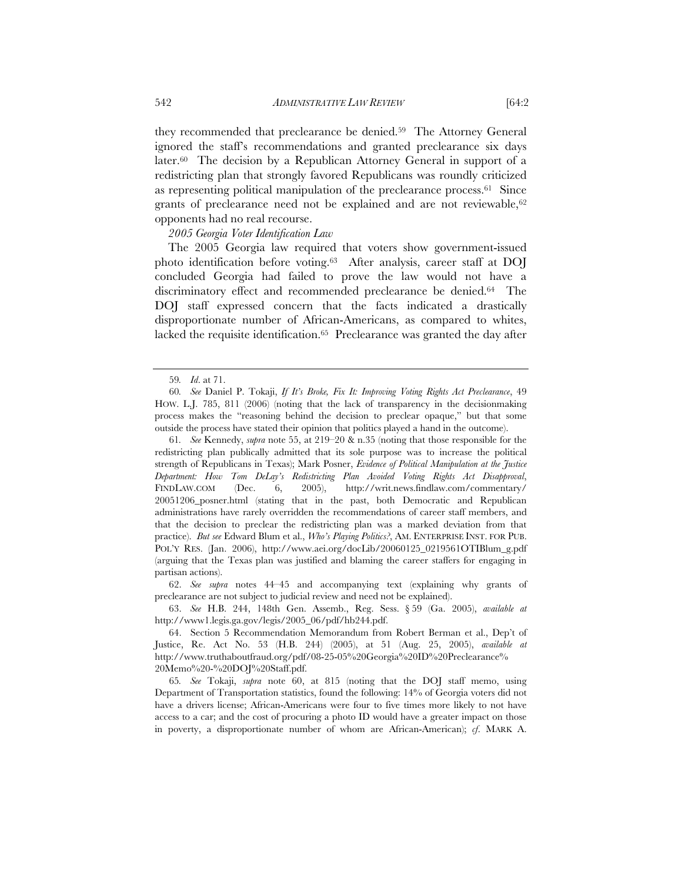they recommended that preclearance be denied.[59] The Attorney General ignored the staff's recommendations and granted preclearance six days later.[60] The decision by a Republican Attorney General in support of a redistricting plan that strongly favored Republicans was roundly criticized as representing political manipulation of the preclearance process.[61] Since grants of preclearance need not be explained and are not reviewable,[62] opponents had no real recourse.

*2005 Georgia Voter Identification Law*

The 2005 Georgia law required that voters show government-issued photo identification before voting.[63] After analysis, career staff at DOJ concluded Georgia had failed to prove the law would not have a discriminatory effect and recommended preclearance be denied.[64] The DOJ staff expressed concern that the facts indicated a drastically disproportionate number of African-Americans, as compared to whites, lacked the requisite identification.[65] Preclearance was granted the day after

---

59. *Id*. at 71.

60. *See* Daniel P. Tokaji, *If It's Broke, Fix It: Improving Voting Rights Act Preclearance*, 49 HOW. L.J. 785, 811 (2006) (noting that the lack of transparency in the decisionmaking process makes the "reasoning behind the decision to preclear opaque," but that some outside the process have stated their opinion that politics played a hand in the outcome).

61. *See* Kennedy, *supra* note 55, at 219–20 & n.35 (noting that those responsible for the redistricting plan publically admitted that its sole purpose was to increase the political strength of Republicans in Texas); Mark Posner, *Evidence of Political Manipulation at the Justice Department: How Tom DeLay's Redistricting Plan Avoided Voting Rights Act Disapproval*, FINDLAW.COM (Dec. 6, 2005), http://writ.news.findlaw.com/commentary/20051206_posner.html (stating that in the past, both Democratic and Republican administrations have rarely overridden the recommendations of career staff members, and that the decision to preclear the redistricting plan was a marked deviation from that practice). *But see* Edward Blum et al., *Who's Playing Politics?*, AM. ENTERPRISE INST. FOR PUB. POL'Y RES. (Jan. 2006), http://www.aei.org/docLib/20060125_0219561OTIBlum_g.pdf (arguing that the Texas plan was justified and blaming the career staffers for engaging in partisan actions).

62. *See supra* notes 44–45 and accompanying text (explaining why grants of preclearance are not subject to judicial review and need not be explained).

63. *See* H.B. 244, 148th Gen. Assemb., Reg. Sess. § 59 (Ga. 2005), *available at* http://www1.legis.ga.gov/legis/2005_06/pdf/hb244.pdf.

64. Section 5 Recommendation Memorandum from Robert Berman et al., Dep't of Justice, Re. Act No. 53 (H.B. 244) (2005), at 51 (Aug. 25, 2005), *available at* http://www.truthaboutfraud.org/pdf/08-25-05%20Georgia%20ID%20Preclearance%20Memo%20-%20DOJ%20Staff.pdf.

65. *See* Tokaji, *supra* note 60, at 815 (noting that the DOJ staff memo, using Department of Transportation statistics, found the following: 14% of Georgia voters did not have a drivers license; African-Americans were four to five times more likely to not have access to a car; and the cost of procuring a photo ID would have a greater impact on those in poverty, a disproportionate number of whom are African-American); *cf.* MARK A.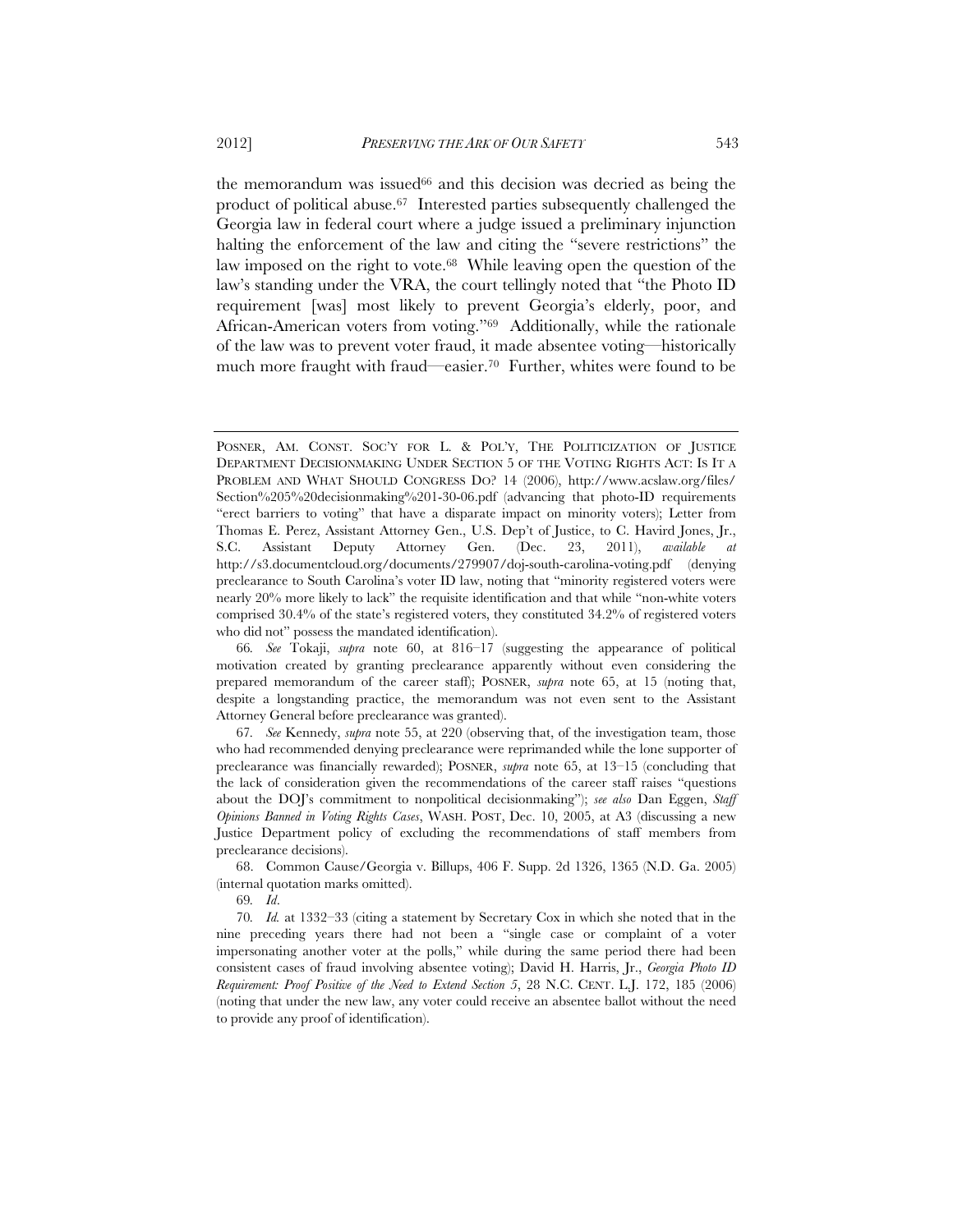the memorandum was issued[66] and this decision was decried as being the product of political abuse.[67] Interested parties subsequently challenged the Georgia law in federal court where a judge issued a preliminary injunction halting the enforcement of the law and citing the "severe restrictions" the law imposed on the right to vote.[68] While leaving open the question of the law's standing under the VRA, the court tellingly noted that "the Photo ID requirement [was] most likely to prevent Georgia's elderly, poor, and African-American voters from voting."[69] Additionally, while the rationale of the law was to prevent voter fraud, it made absentee voting—historically much more fraught with fraud—easier.[70] Further, whites were found to be

---

POSNER, AM. CONST. SOC'Y FOR L. & POL'Y, THE POLITICIZATION OF JUSTICE DEPARTMENT DECISIONMAKING UNDER SECTION 5 OF THE VOTING RIGHTS ACT: IS IT A PROBLEM AND WHAT SHOULD CONGRESS DO? 14 (2006), http://www.acslaw.org/files/Section%205%20decisionmaking%201-30-06.pdf (advancing that photo-ID requirements "erect barriers to voting" that have a disparate impact on minority voters); Letter from Thomas E. Perez, Assistant Attorney Gen., U.S. Dep't of Justice, to C. Havird Jones, Jr., S.C. Assistant Deputy Attorney Gen. (Dec. 23, 2011), *available at* http://s3.documentcloud.org/documents/279907/doj-south-carolina-voting.pdf (denying preclearance to South Carolina's voter ID law, noting that "minority registered voters were nearly 20% more likely to lack" the requisite identification and that while "non-white voters comprised 30.4% of the state's registered voters, they constituted 34.2% of registered voters who did not" possess the mandated identification).

66. *See* Tokaji, *supra* note 60, at 816–17 (suggesting the appearance of political motivation created by granting preclearance apparently without even considering the prepared memorandum of the career staff); POSNER, *supra* note 65, at 15 (noting that, despite a longstanding practice, the memorandum was not even sent to the Assistant Attorney General before preclearance was granted).

67. *See* Kennedy, *supra* note 55, at 220 (observing that, of the investigation team, those who had recommended denying preclearance were reprimanded while the lone supporter of preclearance was financially rewarded); POSNER, *supra* note 65, at 13–15 (concluding that the lack of consideration given the recommendations of the career staff raises "questions about the DOJ's commitment to nonpolitical decisionmaking"); *see also* Dan Eggen, *Staff Opinions Banned in Voting Rights Cases*, WASH. POST, Dec. 10, 2005, at A3 (discussing a new Justice Department policy of excluding the recommendations of staff members from preclearance decisions).

68. Common Cause/Georgia v. Billups, 406 F. Supp. 2d 1326, 1365 (N.D. Ga. 2005) (internal quotation marks omitted).

69. *Id.*

70. *Id.* at 1332–33 (citing a statement by Secretary Cox in which she noted that in the nine preceding years there had not been a "single case or complaint of a voter impersonating another voter at the polls," while during the same period there had been consistent cases of fraud involving absentee voting); David H. Harris, Jr., *Georgia Photo ID Requirement: Proof Positive of the Need to Extend Section 5*, 28 N.C. CENT. L.J. 172, 185 (2006) (noting that under the new law, any voter could receive an absentee ballot without the need to provide any proof of identification).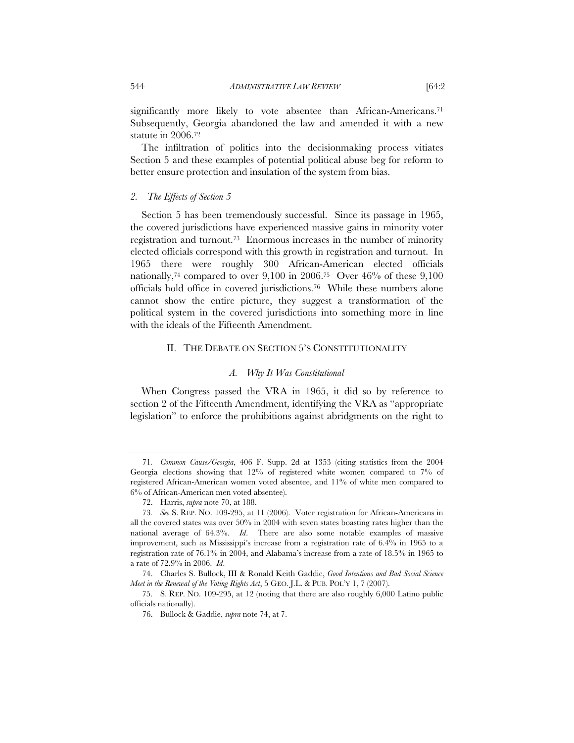significantly more likely to vote absentee than African-Americans.[71] Subsequently, Georgia abandoned the law and amended it with a new statute in 2006.[72]

The infiltration of politics into the decisionmaking process vitiates Section 5 and these examples of potential political abuse beg for reform to better ensure protection and insulation of the system from bias.

### *2. The Effects of Section 5*

Section 5 has been tremendously successful. Since its passage in 1965, the covered jurisdictions have experienced massive gains in minority voter registration and turnout.[73] Enormous increases in the number of minority elected officials correspond with this growth in registration and turnout. In 1965 there were roughly 300 African-American elected officials nationally,[74] compared to over 9,100 in 2006.[75] Over 46% of these 9,100 officials hold office in covered jurisdictions.[76] While these numbers alone cannot show the entire picture, they suggest a transformation of the political system in the covered jurisdictions into something more in line with the ideals of the Fifteenth Amendment.

## II. THE DEBATE ON SECTION 5'S CONSTITUTIONALITY

### *A. Why It Was Constitutional*

When Congress passed the VRA in 1965, it did so by reference to section 2 of the Fifteenth Amendment, identifying the VRA as "appropriate legislation" to enforce the prohibitions against abridgments on the right to

---

71. *Common Cause/Georgia*, 406 F. Supp. 2d at 1353 (citing statistics from the 2004 Georgia elections showing that 12% of registered white women compared to 7% of registered African-American women voted absentee, and 11% of white men compared to 6% of African-American men voted absentee).

72. Harris, *supra* note 70, at 188.

73. *See* S. REP. NO. 109-295, at 11 (2006). Voter registration for African-Americans in all the covered states was over 50% in 2004 with seven states boasting rates higher than the national average of 64.3%. *Id*. There are also some notable examples of massive improvement, such as Mississippi's increase from a registration rate of 6.4% in 1965 to a registration rate of 76.1% in 2004, and Alabama's increase from a rate of 18.5% in 1965 to a rate of 72.9% in 2006. *Id*.

74. Charles S. Bullock, III & Ronald Keith Gaddie, *Good Intentions and Bad Social Science Meet in the Renewal of the Voting Rights Act*, 5 GEO. J.L. & PUB. POL'Y 1, 7 (2007).

75. S. REP. NO. 109-295, at 12 (noting that there are also roughly 6,000 Latino public officials nationally).

76. Bullock & Gaddie, *supra* note 74, at 7.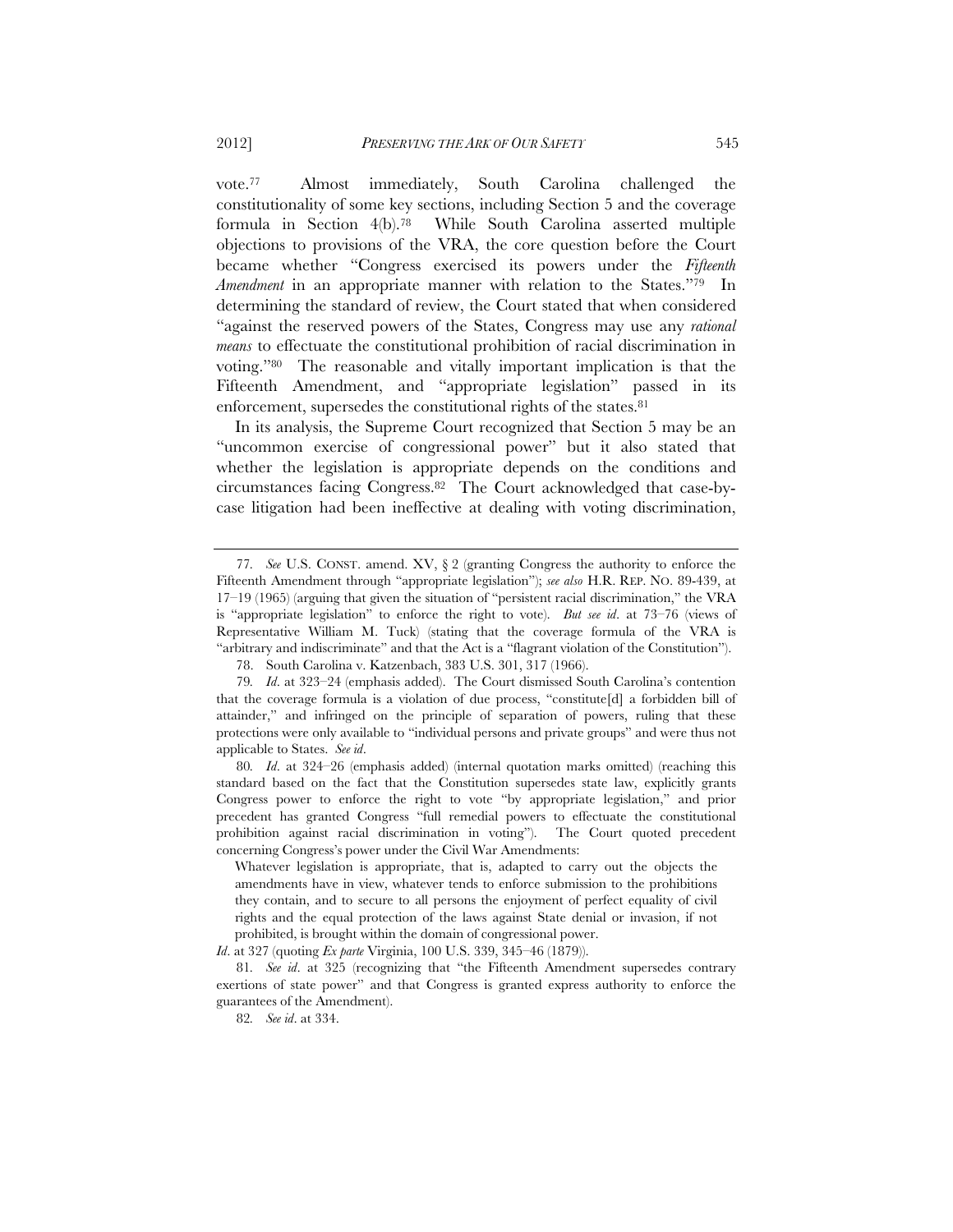vote.[77] Almost immediately, South Carolina challenged the constitutionality of some key sections, including Section 5 and the coverage formula in Section 4(b).[78] While South Carolina asserted multiple objections to provisions of the VRA, the core question before the Court became whether "Congress exercised its powers under the *Fifteenth Amendment* in an appropriate manner with relation to the States."[79] In determining the standard of review, the Court stated that when considered "against the reserved powers of the States, Congress may use any *rational means* to effectuate the constitutional prohibition of racial discrimination in voting."[80] The reasonable and vitally important implication is that the Fifteenth Amendment, and "appropriate legislation" passed in its enforcement, supersedes the constitutional rights of the states.[81]

In its analysis, the Supreme Court recognized that Section 5 may be an "uncommon exercise of congressional power" but it also stated that whether the legislation is appropriate depends on the conditions and circumstances facing Congress.[82] The Court acknowledged that case-by-case litigation had been ineffective at dealing with voting discrimination,

---

77. *See* U.S. CONST. amend. XV, § 2 (granting Congress the authority to enforce the Fifteenth Amendment through "appropriate legislation"); *see also* H.R. REP. NO. 89-439, at 17–19 (1965) (arguing that given the situation of "persistent racial discrimination," the VRA is "appropriate legislation" to enforce the right to vote). *But see id*. at 73–76 (views of Representative William M. Tuck) (stating that the coverage formula of the VRA is "arbitrary and indiscriminate" and that the Act is a "flagrant violation of the Constitution").

78. South Carolina v. Katzenbach, 383 U.S. 301, 317 (1966).

79. *Id*. at 323–24 (emphasis added). The Court dismissed South Carolina's contention that the coverage formula is a violation of due process, "constitute[d] a forbidden bill of attainder," and infringed on the principle of separation of powers, ruling that these protections were only available to "individual persons and private groups" and were thus not applicable to States. *See id*.

80. *Id*. at 324–26 (emphasis added) (internal quotation marks omitted) (reaching this standard based on the fact that the Constitution supersedes state law, explicitly grants Congress power to enforce the right to vote "by appropriate legislation," and prior precedent has granted Congress "full remedial powers to effectuate the constitutional prohibition against racial discrimination in voting"). The Court quoted precedent concerning Congress's power under the Civil War Amendments:

> Whatever legislation is appropriate, that is, adapted to carry out the objects the amendments have in view, whatever tends to enforce submission to the prohibitions they contain, and to secure to all persons the enjoyment of perfect equality of civil rights and the equal protection of the laws against State denial or invasion, if not prohibited, is brought within the domain of congressional power.

*Id*. at 327 (quoting *Ex parte* Virginia, 100 U.S. 339, 345–46 (1879)).

81. *See id*. at 325 (recognizing that "the Fifteenth Amendment supersedes contrary exertions of state power" and that Congress is granted express authority to enforce the guarantees of the Amendment).

82. *See id*. at 334.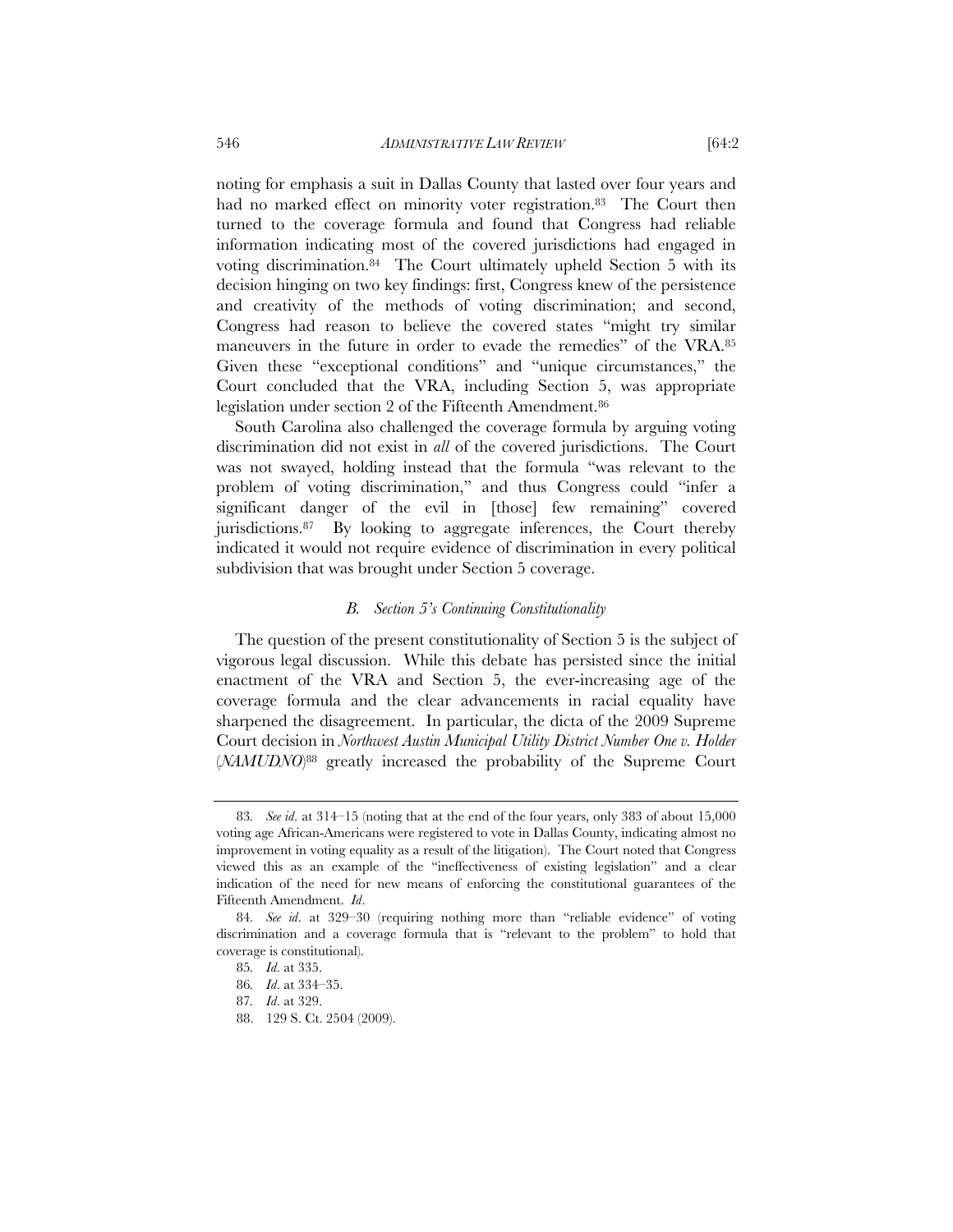noting for emphasis a suit in Dallas County that lasted over four years and had no marked effect on minority voter registration.[83] The Court then turned to the coverage formula and found that Congress had reliable information indicating most of the covered jurisdictions had engaged in voting discrimination.[84] The Court ultimately upheld Section 5 with its decision hinging on two key findings: first, Congress knew of the persistence and creativity of the methods of voting discrimination; and second, Congress had reason to believe the covered states "might try similar maneuvers in the future in order to evade the remedies" of the VRA.[85] Given these "exceptional conditions" and "unique circumstances," the Court concluded that the VRA, including Section 5, was appropriate legislation under section 2 of the Fifteenth Amendment.[86]

South Carolina also challenged the coverage formula by arguing voting discrimination did not exist in *all* of the covered jurisdictions. The Court was not swayed, holding instead that the formula "was relevant to the problem of voting discrimination," and thus Congress could "infer a significant danger of the evil in [those] few remaining" covered jurisdictions.[87] By looking to aggregate inferences, the Court thereby indicated it would not require evidence of discrimination in every political subdivision that was brought under Section 5 coverage.

### *B. Section 5's Continuing Constitutionality*

The question of the present constitutionality of Section 5 is the subject of vigorous legal discussion. While this debate has persisted since the initial enactment of the VRA and Section 5, the ever-increasing age of the coverage formula and the clear advancements in racial equality have sharpened the disagreement. In particular, the dicta of the 2009 Supreme Court decision in *Northwest Austin Municipal Utility District Number One v. Holder* (*NAMUDNO*)[88] greatly increased the probability of the Supreme Court

---

83. *See id*. at 314–15 (noting that at the end of the four years, only 383 of about 15,000 voting age African-Americans were registered to vote in Dallas County, indicating almost no improvement in voting equality as a result of the litigation). The Court noted that Congress viewed this as an example of the "ineffectiveness of existing legislation" and a clear indication of the need for new means of enforcing the constitutional guarantees of the Fifteenth Amendment. *Id*.

84. *See id*. at 329–30 (requiring nothing more than "reliable evidence" of voting discrimination and a coverage formula that is "relevant to the problem" to hold that coverage is constitutional).

85. *Id*. at 335.

86. *Id*. at 334–35.

87. *Id*. at 329.

88. 129 S. Ct. 2504 (2009).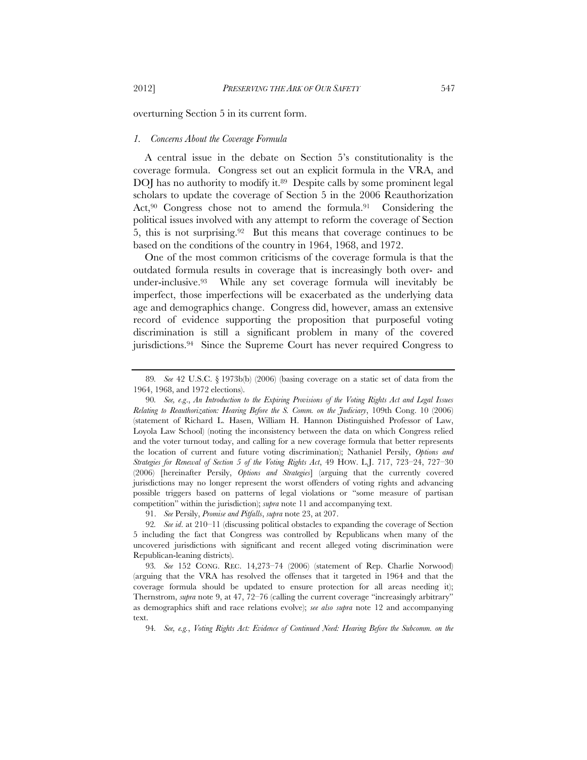overturning Section 5 in its current form.

### *1. Concerns About the Coverage Formula*

A central issue in the debate on Section 5's constitutionality is the coverage formula. Congress set out an explicit formula in the VRA, and DOJ has no authority to modify it.[89] Despite calls by some prominent legal scholars to update the coverage of Section 5 in the 2006 Reauthorization Act,[90] Congress chose not to amend the formula.[91] Considering the political issues involved with any attempt to reform the coverage of Section 5, this is not surprising.[92] But this means that coverage continues to be based on the conditions of the country in 1964, 1968, and 1972.

One of the most common criticisms of the coverage formula is that the outdated formula results in coverage that is increasingly both over- and under-inclusive.[93] While any set coverage formula will inevitably be imperfect, those imperfections will be exacerbated as the underlying data age and demographics change. Congress did, however, amass an extensive record of evidence supporting the proposition that purposeful voting discrimination is still a significant problem in many of the covered jurisdictions.[94] Since the Supreme Court has never required Congress to

---

89. *See* 42 U.S.C. § 1973b(b) (2006) (basing coverage on a static set of data from the 1964, 1968, and 1972 elections).

90. *See, e.g.*, *An Introduction to the Expiring Provisions of the Voting Rights Act and Legal Issues Relating to Reauthorization: Hearing Before the S. Comm. on the Judiciary*, 109th Cong. 10 (2006) (statement of Richard L. Hasen, William H. Hannon Distinguished Professor of Law, Loyola Law School) (noting the inconsistency between the data on which Congress relied and the voter turnout today, and calling for a new coverage formula that better represents the location of current and future voting discrimination); Nathaniel Persily, *Options and Strategies for Renewal of Section 5 of the Voting Rights Act*, 49 HOW. L.J. 717, 723–24, 727–30 (2006) [hereinafter Persily, *Options and Strategies*] (arguing that the currently covered jurisdictions may no longer represent the worst offenders of voting rights and advancing possible triggers based on patterns of legal violations or "some measure of partisan competition" within the jurisdiction); *supra* note 11 and accompanying text.

91. *See* Persily, *Promise and Pitfalls*, *supra* note 23, at 207.

92. *See id*. at 210–11 (discussing political obstacles to expanding the coverage of Section 5 including the fact that Congress was controlled by Republicans when many of the uncovered jurisdictions with significant and recent alleged voting discrimination were Republican-leaning districts).

93. *See* 152 CONG. REC. 14,273–74 (2006) (statement of Rep. Charlie Norwood) (arguing that the VRA has resolved the offenses that it targeted in 1964 and that the coverage formula should be updated to ensure protection for all areas needing it); Thernstrom, *supra* note 9, at 47, 72–76 (calling the current coverage "increasingly arbitrary" as demographics shift and race relations evolve); *see also supra* note 12 and accompanying text.

94. *See, e.g.*, *Voting Rights Act: Evidence of Continued Need: Hearing Before the Subcomm. on the*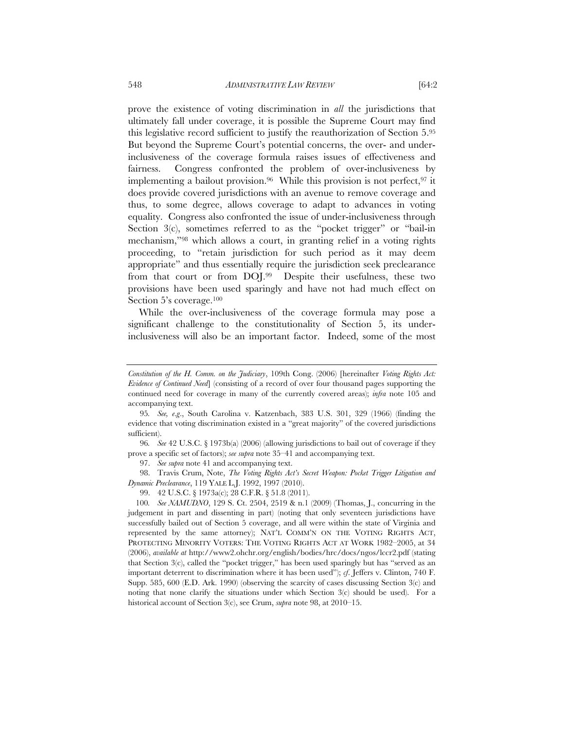prove the existence of voting discrimination in *all* the jurisdictions that ultimately fall under coverage, it is possible the Supreme Court may find this legislative record sufficient to justify the reauthorization of Section 5.[95] But beyond the Supreme Court's potential concerns, the over- and under-inclusiveness of the coverage formula raises issues of effectiveness and fairness. Congress confronted the problem of over-inclusiveness by implementing a bailout provision.[96] While this provision is not perfect,[97] it does provide covered jurisdictions with an avenue to remove coverage and thus, to some degree, allows coverage to adapt to advances in voting equality. Congress also confronted the issue of under-inclusiveness through Section 3(c), sometimes referred to as the "pocket trigger" or "bail-in mechanism,"[98] which allows a court, in granting relief in a voting rights proceeding, to "retain jurisdiction for such period as it may deem appropriate" and thus essentially require the jurisdiction seek preclearance from that court or from DOJ.[99] Despite their usefulness, these two provisions have been used sparingly and have not had much effect on Section 5's coverage.[100]

While the over-inclusiveness of the coverage formula may pose a significant challenge to the constitutionality of Section 5, its under-inclusiveness will also be an important factor. Indeed, some of the most

---

*Constitution of the H. Comm. on the Judiciary*, 109th Cong. (2006) [hereinafter *Voting Rights Act: Evidence of Continued Need*] (consisting of a record of over four thousand pages supporting the continued need for coverage in many of the currently covered areas); *infra* note 105 and accompanying text.

95. *See, e.g.*, South Carolina v. Katzenbach, 383 U.S. 301, 329 (1966) (finding the evidence that voting discrimination existed in a "great majority" of the covered jurisdictions sufficient).

96. *See* 42 U.S.C. § 1973b(a) (2006) (allowing jurisdictions to bail out of coverage if they prove a specific set of factors); *see supra* note 35–41 and accompanying text.

97. *See supra* note 41 and accompanying text.

98. Travis Crum, Note, *The Voting Rights Act's Secret Weapon: Pocket Trigger Litigation and Dynamic Preclearance*, 119 YALE L.J. 1992, 1997 (2010).

99. 42 U.S.C. § 1973a(c); 28 C.F.R. § 51.8 (2011).

100. *See NAMUDNO*, 129 S. Ct. 2504, 2519 & n.1 (2009) (Thomas, J., concurring in the judgement in part and dissenting in part) (noting that only seventeen jurisdictions have successfully bailed out of Section 5 coverage, and all were within the state of Virginia and represented by the same attorney); NAT'L COMM'N ON THE VOTING RIGHTS ACT, PROTECTING MINORITY VOTERS: THE VOTING RIGHTS ACT AT WORK 1982–2005, at 34 (2006), *available at* http://www2.ohchr.org/english/bodies/hrc/docs/ngos/lccr2.pdf (stating that Section 3(c), called the "pocket trigger," has been used sparingly but has "served as an important deterrent to discrimination where it has been used"); *cf.* Jeffers v. Clinton, 740 F. Supp. 585, 600 (E.D. Ark. 1990) (observing the scarcity of cases discussing Section 3(c) and noting that none clarify the situations under which Section 3(c) should be used). For a historical account of Section 3(c), see Crum, *supra* note 98, at 2010–15.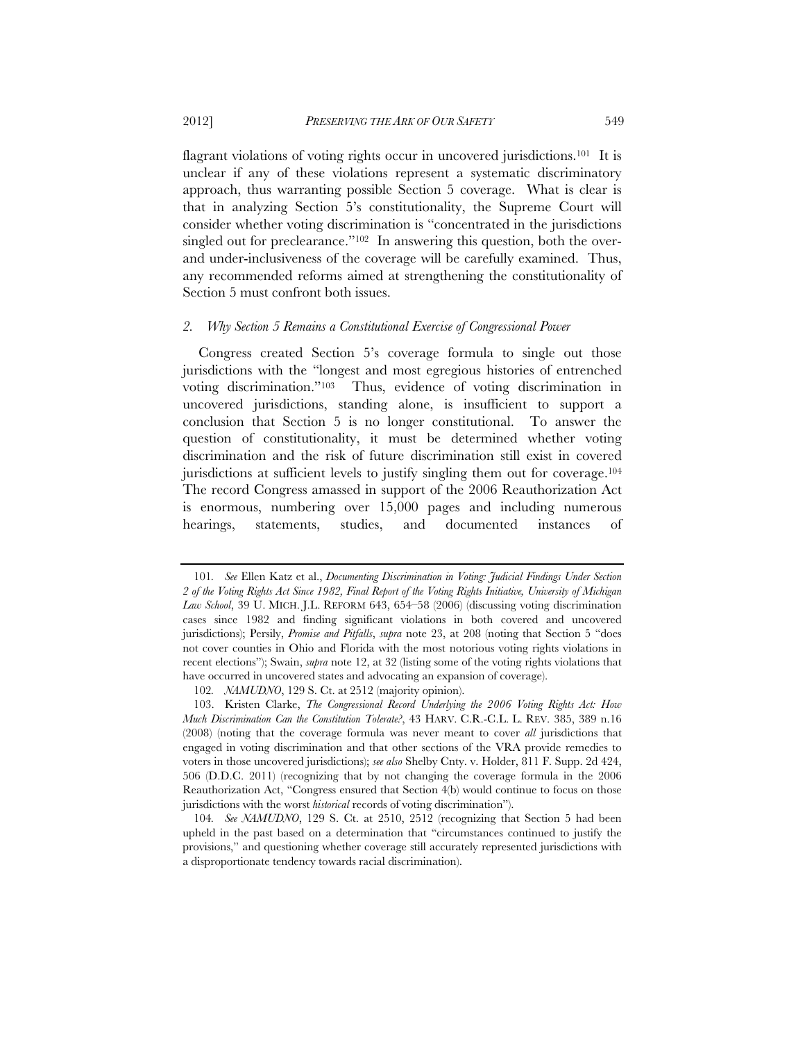flagrant violations of voting rights occur in uncovered jurisdictions.[101] It is unclear if any of these violations represent a systematic discriminatory approach, thus warranting possible Section 5 coverage. What is clear is that in analyzing Section 5's constitutionality, the Supreme Court will consider whether voting discrimination is "concentrated in the jurisdictions singled out for preclearance."[102] In answering this question, both the over- and under-inclusiveness of the coverage will be carefully examined. Thus, any recommended reforms aimed at strengthening the constitutionality of Section 5 must confront both issues.

### *2. Why Section 5 Remains a Constitutional Exercise of Congressional Power*

Congress created Section 5's coverage formula to single out those jurisdictions with the "longest and most egregious histories of entrenched voting discrimination."[103] Thus, evidence of voting discrimination in uncovered jurisdictions, standing alone, is insufficient to support a conclusion that Section 5 is no longer constitutional. To answer the question of constitutionality, it must be determined whether voting discrimination and the risk of future discrimination still exist in covered jurisdictions at sufficient levels to justify singling them out for coverage.[104] The record Congress amassed in support of the 2006 Reauthorization Act is enormous, numbering over 15,000 pages and including numerous hearings, statements, studies, and documented instances of

---

101. *See* Ellen Katz et al., *Documenting Discrimination in Voting: Judicial Findings Under Section 2 of the Voting Rights Act Since 1982, Final Report of the Voting Rights Initiative, University of Michigan Law School*, 39 U. MICH. J.L. REFORM 643, 654–58 (2006) (discussing voting discrimination cases since 1982 and finding significant violations in both covered and uncovered jurisdictions); Persily, *Promise and Pitfalls*, *supra* note 23, at 208 (noting that Section 5 "does not cover counties in Ohio and Florida with the most notorious voting rights violations in recent elections"); Swain, *supra* note 12, at 32 (listing some of the voting rights violations that have occurred in uncovered states and advocating an expansion of coverage).

102. *NAMUDNO*, 129 S. Ct. at 2512 (majority opinion).

103. Kristen Clarke, *The Congressional Record Underlying the 2006 Voting Rights Act: How Much Discrimination Can the Constitution Tolerate?*, 43 HARV. C.R.-C.L. L. REV. 385, 389 n.16 (2008) (noting that the coverage formula was never meant to cover *all* jurisdictions that engaged in voting discrimination and that other sections of the VRA provide remedies to voters in those uncovered jurisdictions); *see also* Shelby Cnty. v. Holder, 811 F. Supp. 2d 424, 506 (D.D.C. 2011) (recognizing that by not changing the coverage formula in the 2006 Reauthorization Act, "Congress ensured that Section 4(b) would continue to focus on those jurisdictions with the worst *historical* records of voting discrimination").

104. *See NAMUDNO*, 129 S. Ct. at 2510, 2512 (recognizing that Section 5 had been upheld in the past based on a determination that "circumstances continued to justify the provisions," and questioning whether coverage still accurately represented jurisdictions with a disproportionate tendency towards racial discrimination).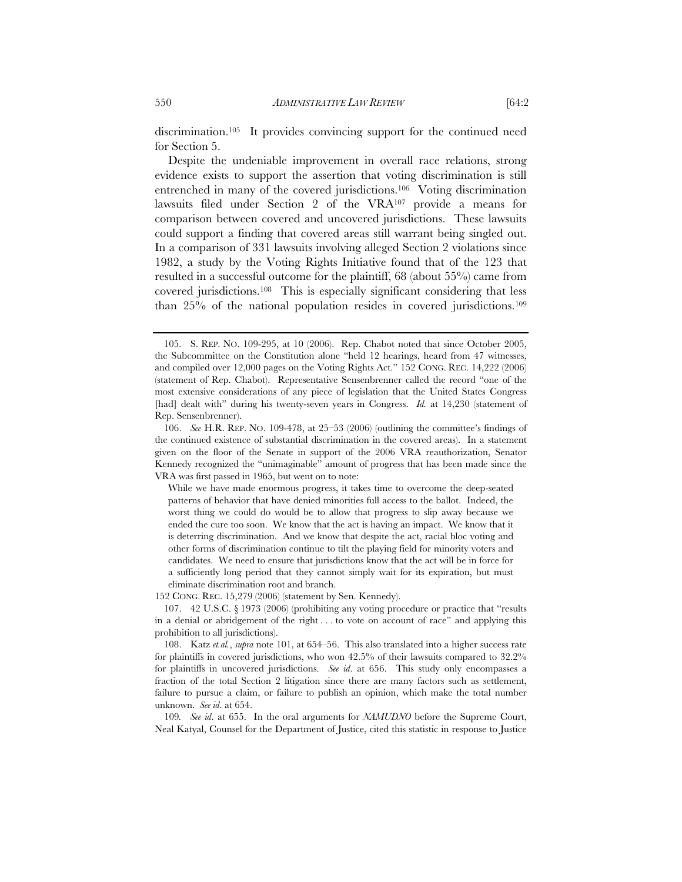discrimination.[105] It provides convincing support for the continued need for Section 5.

Despite the undeniable improvement in overall race relations, strong evidence exists to support the assertion that voting discrimination is still entrenched in many of the covered jurisdictions.[106] Voting discrimination lawsuits filed under Section 2 of the VRA[107] provide a means for comparison between covered and uncovered jurisdictions. These lawsuits could support a finding that covered areas still warrant being singled out. In a comparison of 331 lawsuits involving alleged Section 2 violations since 1982, a study by the Voting Rights Initiative found that of the 123 that resulted in a successful outcome for the plaintiff, 68 (about 55%) came from covered jurisdictions.[108] This is especially significant considering that less than 25% of the national population resides in covered jurisdictions.[109]

---

105. S. REP. NO. 109-295, at 10 (2006). Rep. Chabot noted that since October 2005, the Subcommittee on the Constitution alone "held 12 hearings, heard from 47 witnesses, and compiled over 12,000 pages on the Voting Rights Act." 152 CONG. REC. 14,222 (2006) (statement of Rep. Chabot). Representative Sensenbrenner called the record "one of the most extensive considerations of any piece of legislation that the United States Congress [had] dealt with" during his twenty-seven years in Congress. *Id.* at 14,230 (statement of Rep. Sensenbrenner).

106. *See* H.R. REP. NO. 109-478, at 25–53 (2006) (outlining the committee's findings of the continued existence of substantial discrimination in the covered areas). In a statement given on the floor of the Senate in support of the 2006 VRA reauthorization, Senator Kennedy recognized the "unimaginable" amount of progress that has been made since the VRA was first passed in 1965, but went on to note:

> While we have made enormous progress, it takes time to overcome the deep-seated patterns of behavior that have denied minorities full access to the ballot. Indeed, the worst thing we could do would be to allow that progress to slip away because we ended the cure too soon. We know that the act is having an impact. We know that it is deterring discrimination. And we know that despite the act, racial bloc voting and other forms of discrimination continue to tilt the playing field for minority voters and candidates. We need to ensure that jurisdictions know that the act will be in force for a sufficiently long period that they cannot simply wait for its expiration, but must eliminate discrimination root and branch.

152 CONG. REC. 15,279 (2006) (statement by Sen. Kennedy).

107. 42 U.S.C. § 1973 (2006) (prohibiting any voting procedure or practice that "results in a denial or abridgement of the right . . . to vote on account of race" and applying this prohibition to all jurisdictions).

108. Katz *et.al.*, *supra* note 101, at 654–56. This also translated into a higher success rate for plaintiffs in covered jurisdictions, who won 42.5% of their lawsuits compared to 32.2% for plaintiffs in uncovered jurisdictions. *See id*. at 656. This study only encompasses a fraction of the total Section 2 litigation since there are many factors such as settlement, failure to pursue a claim, or failure to publish an opinion, which make the total number unknown. *See id*. at 654.

109. *See id*. at 655. In the oral arguments for *NAMUDNO* before the Supreme Court, Neal Katyal, Counsel for the Department of Justice, cited this statistic in response to Justice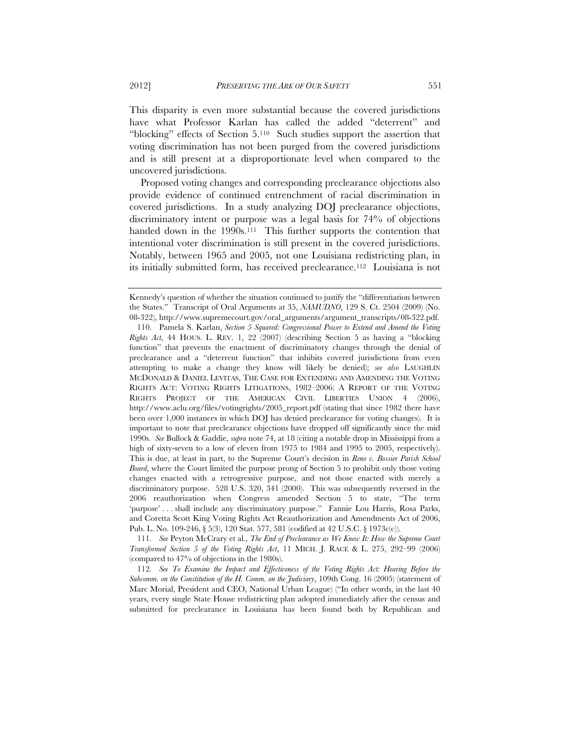This disparity is even more substantial because the covered jurisdictions have what Professor Karlan has called the added "deterrent" and "blocking" effects of Section 5.[110] Such studies support the assertion that voting discrimination has not been purged from the covered jurisdictions and is still present at a disproportionate level when compared to the uncovered jurisdictions.

Proposed voting changes and corresponding preclearance objections also provide evidence of continued entrenchment of racial discrimination in covered jurisdictions. In a study analyzing DOJ preclearance objections, discriminatory intent or purpose was a legal basis for 74% of objections handed down in the 1990s.[111] This further supports the contention that intentional voter discrimination is still present in the covered jurisdictions. Notably, between 1965 and 2005, not one Louisiana redistricting plan, in its initially submitted form, has received preclearance.[112] Louisiana is not

---

Kennedy's question of whether the situation continued to justify the "differentiation between the States." Transcript of Oral Arguments at 35, *NAMUDNO*, 129 S. Ct. 2504 (2009) (No. 08-322), http://www.supremecourt.gov/oral_arguments/argument_transcripts/08-322.pdf.

110. Pamela S. Karlan, *Section 5 Squared: Congressional Power to Extend and Amend the Voting Rights Act*, 44 HOUS. L. REV. 1, 22 (2007) (describing Section 5 as having a "blocking function" that prevents the enactment of discriminatory changes through the denial of preclearance and a "deterrent function" that inhibits covered jurisdictions from even attempting to make a change they know will likely be denied); *see also* LAUGHLIN MCDONALD & DANIEL LEVITAS, THE CASE FOR EXTENDING AND AMENDING THE VOTING RIGHTS ACT: VOTING RIGHTS LITIGATIONS, 1982–2006: A REPORT OF THE VOTING RIGHTS PROJECT OF THE AMERICAN CIVIL LIBERTIES UNION 4 (2006), http://www.aclu.org/files/votingrights/2005_report.pdf (stating that since 1982 there have been over 1,000 instances in which DOJ has denied preclearance for voting changes). It is important to note that preclearance objections have dropped off significantly since the mid 1990s. *See* Bullock & Gaddie, *supra* note 74, at 18 (citing a notable drop in Mississippi from a high of sixty-seven to a low of eleven from 1975 to 1984 and 1995 to 2005, respectively). This is due, at least in part, to the Supreme Court's decision in *Reno v. Bossier Parish School Board*, where the Court limited the purpose prong of Section 5 to prohibit only those voting changes enacted with a retrogressive purpose, and not those enacted with merely a discriminatory purpose. 528 U.S. 320, 341 (2000). This was subsequently reversed in the 2006 reauthorization when Congress amended Section 5 to state, "The term 'purpose' . . . shall include any discriminatory purpose." Fannie Lou Harris, Rosa Parks, and Coretta Scott King Voting Rights Act Reauthorization and Amendments Act of 2006, Pub. L. No. 109-246, § 5(3), 120 Stat. 577, 581 (codified at 42 U.S.C. § 1973c(c)).

111. *See* Peyton McCrary et al., *The End of Preclearance as We Knew It: How the Supreme Court Transformed Section 5 of the Voting Rights Act*, 11 MICH. J. RACE & L. 275, 292–99 (2006) (compared to 47% of objections in the 1980s).

112. *See To Examine the Impact and Effectiveness of the Voting Rights Act: Hearing Before the Subcomm. on the Constitution of the H. Comm. on the Judiciary*, 109th Cong. 16 (2005) (statement of Marc Morial, President and CEO, National Urban League) ("In other words, in the last 40 years, every single State House redistricting plan adopted immediately after the census and submitted for preclearance in Louisiana has been found both by Republican and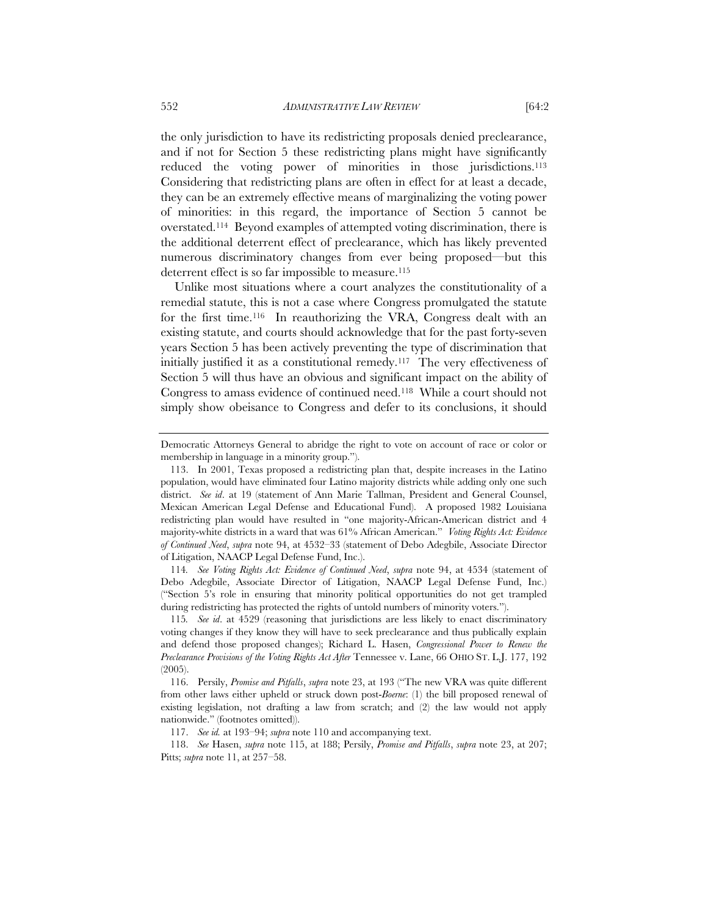the only jurisdiction to have its redistricting proposals denied preclearance, and if not for Section 5 these redistricting plans might have significantly reduced the voting power of minorities in those jurisdictions.[113] Considering that redistricting plans are often in effect for at least a decade, they can be an extremely effective means of marginalizing the voting power of minorities: in this regard, the importance of Section 5 cannot be overstated.[114] Beyond examples of attempted voting discrimination, there is the additional deterrent effect of preclearance, which has likely prevented numerous discriminatory changes from ever being proposed—but this deterrent effect is so far impossible to measure.[115]

Unlike most situations where a court analyzes the constitutionality of a remedial statute, this is not a case where Congress promulgated the statute for the first time.[116] In reauthorizing the VRA, Congress dealt with an existing statute, and courts should acknowledge that for the past forty-seven years Section 5 has been actively preventing the type of discrimination that initially justified it as a constitutional remedy.[117] The very effectiveness of Section 5 will thus have an obvious and significant impact on the ability of Congress to amass evidence of continued need.[118] While a court should not simply show obeisance to Congress and defer to its conclusions, it should

---

Democratic Attorneys General to abridge the right to vote on account of race or color or membership in language in a minority group.").

113. In 2001, Texas proposed a redistricting plan that, despite increases in the Latino population, would have eliminated four Latino majority districts while adding only one such district. *See id*. at 19 (statement of Ann Marie Tallman, President and General Counsel, Mexican American Legal Defense and Educational Fund). A proposed 1982 Louisiana redistricting plan would have resulted in "one majority-African-American district and 4 majority-white districts in a ward that was 61% African American." *Voting Rights Act: Evidence of Continued Need*, *supra* note 94, at 4532–33 (statement of Debo Adegbile, Associate Director of Litigation, NAACP Legal Defense Fund, Inc.).

114. *See Voting Rights Act: Evidence of Continued Need*, *supra* note 94, at 4534 (statement of Debo Adegbile, Associate Director of Litigation, NAACP Legal Defense Fund, Inc.) ("Section 5's role in ensuring that minority political opportunities do not get trampled during redistricting has protected the rights of untold numbers of minority voters.").

115. *See id*. at 4529 (reasoning that jurisdictions are less likely to enact discriminatory voting changes if they know they will have to seek preclearance and thus publically explain and defend those proposed changes); Richard L. Hasen, *Congressional Power to Renew the Preclearance Provisions of the Voting Rights Act After* Tennessee v. Lane, 66 OHIO ST. L.J. 177, 192 (2005).

116. Persily, *Promise and Pitfalls*, *supra* note 23, at 193 ("The new VRA was quite different from other laws either upheld or struck down post-*Boerne*: (1) the bill proposed renewal of existing legislation, not drafting a law from scratch; and (2) the law would not apply nationwide." (footnotes omitted)).

117. *See id.* at 193–94; *supra* note 110 and accompanying text.

118. *See* Hasen, *supra* note 115, at 188; Persily, *Promise and Pitfalls*, *supra* note 23, at 207; Pitts; *supra* note 11, at 257–58.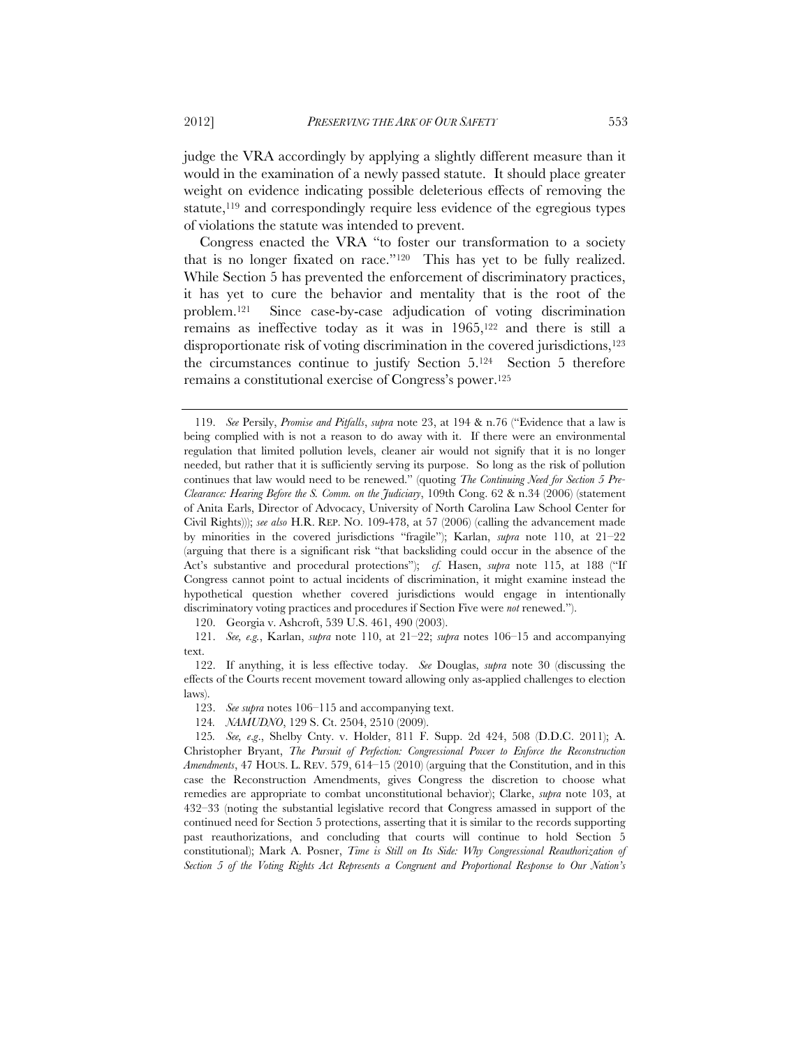judge the VRA accordingly by applying a slightly different measure than it would in the examination of a newly passed statute. It should place greater weight on evidence indicating possible deleterious effects of removing the statute,[119] and correspondingly require less evidence of the egregious types of violations the statute was intended to prevent.

Congress enacted the VRA "to foster our transformation to a society that is no longer fixated on race."[120] This has yet to be fully realized. While Section 5 has prevented the enforcement of discriminatory practices, it has yet to cure the behavior and mentality that is the root of the problem.[121] Since case-by-case adjudication of voting discrimination remains as ineffective today as it was in 1965,[122] and there is still a disproportionate risk of voting discrimination in the covered jurisdictions,[123] the circumstances continue to justify Section 5.[124] Section 5 therefore remains a constitutional exercise of Congress's power.[125]

---

119. *See* Persily, *Promise and Pitfalls*, *supra* note 23, at 194 & n.76 ("Evidence that a law is being complied with is not a reason to do away with it. If there were an environmental regulation that limited pollution levels, cleaner air would not signify that it is no longer needed, but rather that it is sufficiently serving its purpose. So long as the risk of pollution continues that law would need to be renewed." (quoting *The Continuing Need for Section 5 Pre-Clearance: Hearing Before the S. Comm. on the Judiciary*, 109th Cong. 62 & n.34 (2006) (statement of Anita Earls, Director of Advocacy, University of North Carolina Law School Center for Civil Rights))); *see also* H.R. REP. NO. 109-478, at 57 (2006) (calling the advancement made by minorities in the covered jurisdictions "fragile"); Karlan, *supra* note 110, at 21–22 (arguing that there is a significant risk "that backsliding could occur in the absence of the Act's substantive and procedural protections"); *cf.* Hasen, *supra* note 115, at 188 ("If Congress cannot point to actual incidents of discrimination, it might examine instead the hypothetical question whether covered jurisdictions would engage in intentionally discriminatory voting practices and procedures if Section Five were *not* renewed.").

120. Georgia v. Ashcroft, 539 U.S. 461, 490 (2003).

121. *See, e.g.*, Karlan, *supra* note 110, at 21–22; *supra* notes 106–15 and accompanying text.

122. If anything, it is less effective today. *See* Douglas, *supra* note 30 (discussing the effects of the Courts recent movement toward allowing only as-applied challenges to election laws).

123. *See supra* notes 106–115 and accompanying text.

124. *NAMUDNO*, 129 S. Ct. 2504, 2510 (2009).

125. *See, e.g.*, Shelby Cnty. v. Holder, 811 F. Supp. 2d 424, 508 (D.D.C. 2011); A. Christopher Bryant, *The Pursuit of Perfection: Congressional Power to Enforce the Reconstruction Amendments*, 47 HOUS. L. REV. 579, 614–15 (2010) (arguing that the Constitution, and in this case the Reconstruction Amendments, gives Congress the discretion to choose what remedies are appropriate to combat unconstitutional behavior); Clarke, *supra* note 103, at 432–33 (noting the substantial legislative record that Congress amassed in support of the continued need for Section 5 protections, asserting that it is similar to the records supporting past reauthorizations, and concluding that courts will continue to hold Section 5 constitutional); Mark A. Posner, *Time is Still on Its Side: Why Congressional Reauthorization of Section 5 of the Voting Rights Act Represents a Congruent and Proportional Response to Our Nation's*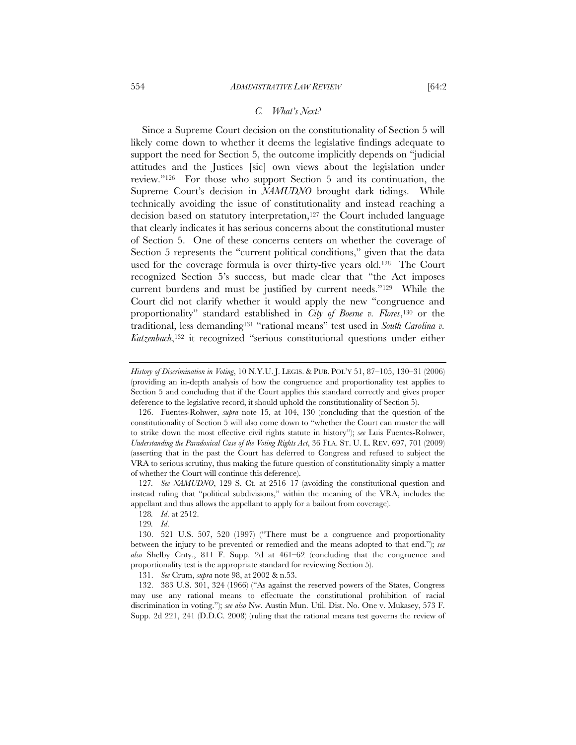### *C. What's Next?*

Since a Supreme Court decision on the constitutionality of Section 5 will likely come down to whether it deems the legislative findings adequate to support the need for Section 5, the outcome implicitly depends on "judicial attitudes and the Justices [sic] own views about the legislation under review."[126] For those who support Section 5 and its continuation, the Supreme Court's decision in *NAMUDNO* brought dark tidings. While technically avoiding the issue of constitutionality and instead reaching a decision based on statutory interpretation,[127] the Court included language that clearly indicates it has serious concerns about the constitutional muster of Section 5. One of these concerns centers on whether the coverage of Section 5 represents the "current political conditions," given that the data used for the coverage formula is over thirty-five years old.[128] The Court recognized Section 5's success, but made clear that "the Act imposes current burdens and must be justified by current needs."[129] While the Court did not clarify whether it would apply the new "congruence and proportionality" standard established in *City of Boerne v. Flores*,[130] or the traditional, less demanding[131] "rational means" test used in *South Carolina v. Katzenbach*,[132] it recognized "serious constitutional questions under either

---

*History of Discrimination in Voting*, 10 N.Y.U. J. LEGIS. & PUB. POL'Y 51, 87–105, 130–31 (2006) (providing an in-depth analysis of how the congruence and proportionality test applies to Section 5 and concluding that if the Court applies this standard correctly and gives proper deference to the legislative record, it should uphold the constitutionality of Section 5).

126. Fuentes-Rohwer, *supra* note 15, at 104, 130 (concluding that the question of the constitutionality of Section 5 will also come down to "whether the Court can muster the will to strike down the most effective civil rights statute in history"); *see* Luis Fuentes-Rohwer, *Understanding the Paradoxical Case of the Voting Rights Act*, 36 FLA. ST. U. L. REV. 697, 701 (2009) (asserting that in the past the Court has deferred to Congress and refused to subject the VRA to serious scrutiny, thus making the future question of constitutionality simply a matter of whether the Court will continue this deference).

127. *See NAMUDNO*, 129 S. Ct. at 2516–17 (avoiding the constitutional question and instead ruling that "political subdivisions," within the meaning of the VRA, includes the appellant and thus allows the appellant to apply for a bailout from coverage).

128. *Id.* at 2512.

129. *Id.*

130. 521 U.S. 507, 520 (1997) ("There must be a congruence and proportionality between the injury to be prevented or remedied and the means adopted to that end."); *see also* Shelby Cnty., 811 F. Supp. 2d at 461–62 (concluding that the congruence and proportionality test is the appropriate standard for reviewing Section 5).

131. *See* Crum, *supra* note 98, at 2002 & n.53.

132. 383 U.S. 301, 324 (1966) ("As against the reserved powers of the States, Congress may use any rational means to effectuate the constitutional prohibition of racial discrimination in voting."); *see also* Nw. Austin Mun. Util. Dist. No. One v. Mukasey, 573 F. Supp. 2d 221, 241 (D.D.C. 2008) (ruling that the rational means test governs the review of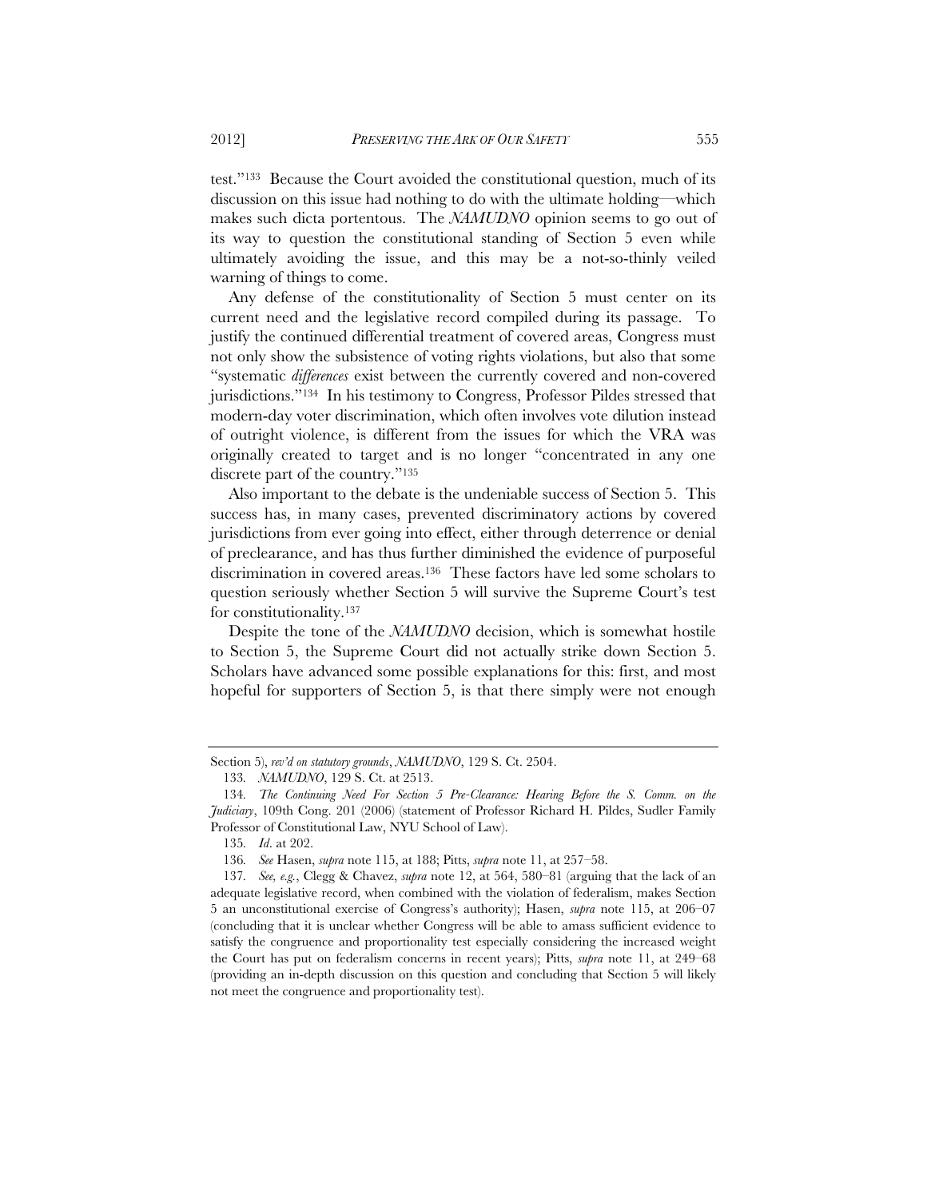test."[133] Because the Court avoided the constitutional question, much of its discussion on this issue had nothing to do with the ultimate holding—which makes such dicta portentous. The *NAMUDNO* opinion seems to go out of its way to question the constitutional standing of Section 5 even while ultimately avoiding the issue, and this may be a not-so-thinly veiled warning of things to come.

Any defense of the constitutionality of Section 5 must center on its current need and the legislative record compiled during its passage. To justify the continued differential treatment of covered areas, Congress must not only show the subsistence of voting rights violations, but also that some "systematic *differences* exist between the currently covered and non-covered jurisdictions."[134] In his testimony to Congress, Professor Pildes stressed that modern-day voter discrimination, which often involves vote dilution instead of outright violence, is different from the issues for which the VRA was originally created to target and is no longer "concentrated in any one discrete part of the country."[135]

Also important to the debate is the undeniable success of Section 5. This success has, in many cases, prevented discriminatory actions by covered jurisdictions from ever going into effect, either through deterrence or denial of preclearance, and has thus further diminished the evidence of purposeful discrimination in covered areas.[136] These factors have led some scholars to question seriously whether Section 5 will survive the Supreme Court's test for constitutionality.[137]

Despite the tone of the *NAMUDNO* decision, which is somewhat hostile to Section 5, the Supreme Court did not actually strike down Section 5. Scholars have advanced some possible explanations for this: first, and most hopeful for supporters of Section 5, is that there simply were not enough

---

Section 5), *rev'd on statutory grounds*, *NAMUDNO*, 129 S. Ct. 2504.

133. *NAMUDNO*, 129 S. Ct. at 2513.

134. *The Continuing Need For Section 5 Pre-Clearance: Hearing Before the S. Comm. on the Judiciary*, 109th Cong. 201 (2006) (statement of Professor Richard H. Pildes, Sudler Family Professor of Constitutional Law, NYU School of Law).

135. *Id*. at 202.

136. *See* Hasen, *supra* note 115, at 188; Pitts, *supra* note 11, at 257–58.

137. *See, e.g.*, Clegg & Chavez, *supra* note 12, at 564, 580–81 (arguing that the lack of an adequate legislative record, when combined with the violation of federalism, makes Section 5 an unconstitutional exercise of Congress's authority); Hasen, *supra* note 115, at 206–07 (concluding that it is unclear whether Congress will be able to amass sufficient evidence to satisfy the congruence and proportionality test especially considering the increased weight the Court has put on federalism concerns in recent years); Pitts, *supra* note 11, at 249–68 (providing an in-depth discussion on this question and concluding that Section 5 will likely not meet the congruence and proportionality test).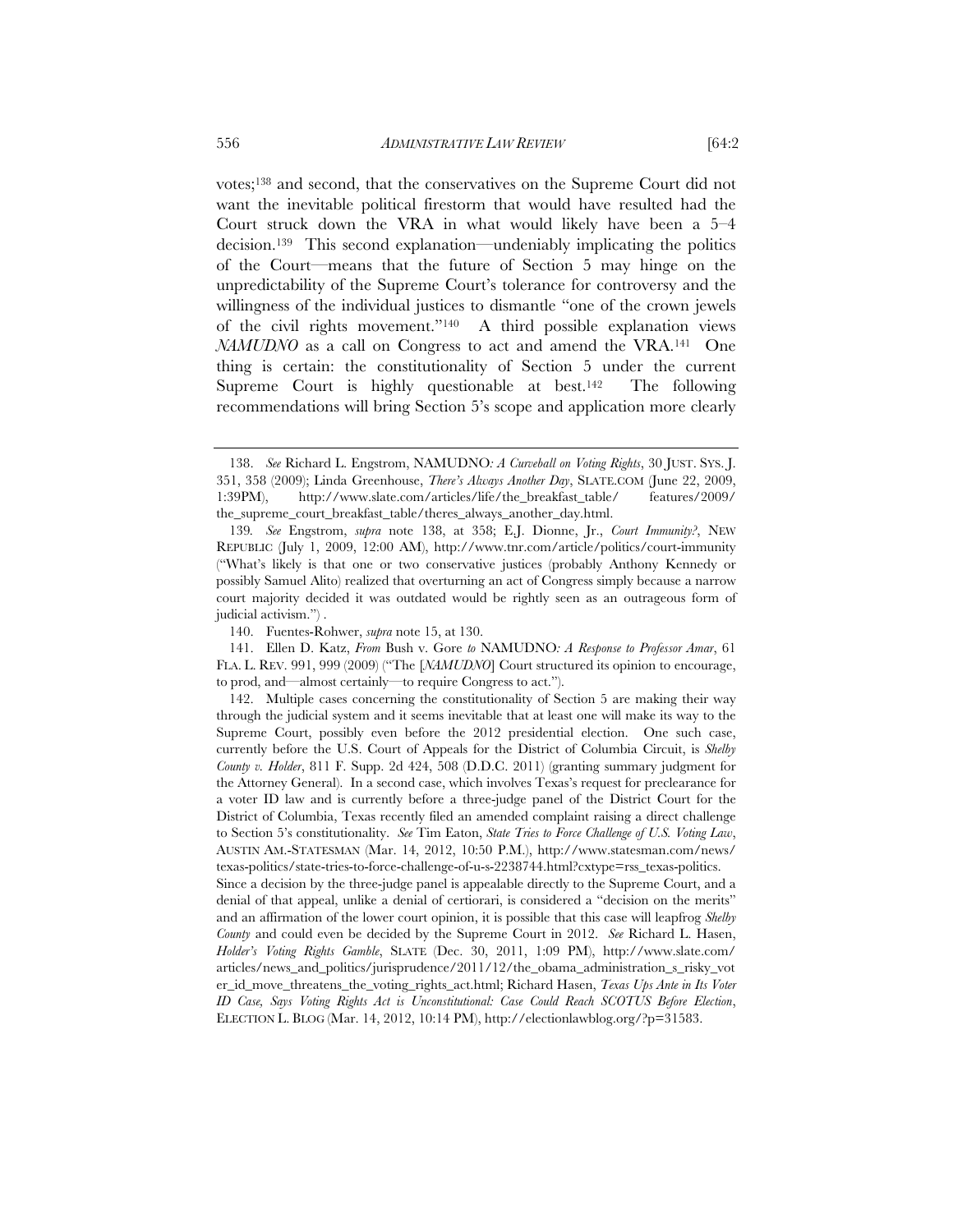votes;[138] and second, that the conservatives on the Supreme Court did not want the inevitable political firestorm that would have resulted had the Court struck down the VRA in what would likely have been a 5–4 decision.[139] This second explanation—undeniably implicating the politics of the Court—means that the future of Section 5 may hinge on the unpredictability of the Supreme Court's tolerance for controversy and the willingness of the individual justices to dismantle "one of the crown jewels of the civil rights movement."[140] A third possible explanation views *NAMUDNO* as a call on Congress to act and amend the VRA.[141] One thing is certain: the constitutionality of Section 5 under the current Supreme Court is highly questionable at best.[142] The following recommendations will bring Section 5's scope and application more clearly

---

138. *See* Richard L. Engstrom, NAMUDNO*: A Curveball on Voting Rights*, 30 JUST. SYS. J. 351, 358 (2009); Linda Greenhouse, *There's Always Another Day*, SLATE.COM (June 22, 2009, 1:39PM), http://www.slate.com/articles/life/the_breakfast_table/ features/2009/ the_supreme_court_breakfast_table/theres_always_another_day.html.

139. *See* Engstrom, *supra* note 138, at 358; E.J. Dionne, Jr., *Court Immunity?*, NEW REPUBLIC (July 1, 2009, 12:00 AM), http://www.tnr.com/article/politics/court-immunity ("What's likely is that one or two conservative justices (probably Anthony Kennedy or possibly Samuel Alito) realized that overturning an act of Congress simply because a narrow court majority decided it was outdated would be rightly seen as an outrageous form of judicial activism.") .

140. Fuentes-Rohwer, *supra* note 15, at 130.

141. Ellen D. Katz, *From* Bush v. Gore *to* NAMUDNO*: A Response to Professor Amar*, 61 FLA. L. REV. 991, 999 (2009) ("The [*NAMUDNO*] Court structured its opinion to encourage, to prod, and—almost certainly—to require Congress to act.").

142. Multiple cases concerning the constitutionality of Section 5 are making their way through the judicial system and it seems inevitable that at least one will make its way to the Supreme Court, possibly even before the 2012 presidential election. One such case, currently before the U.S. Court of Appeals for the District of Columbia Circuit, is *Shelby County v. Holder*, 811 F. Supp. 2d 424, 508 (D.D.C. 2011) (granting summary judgment for the Attorney General). In a second case, which involves Texas's request for preclearance for a voter ID law and is currently before a three-judge panel of the District Court for the District of Columbia, Texas recently filed an amended complaint raising a direct challenge to Section 5's constitutionality. *See* Tim Eaton, *State Tries to Force Challenge of U.S. Voting Law*, AUSTIN AM.-STATESMAN (Mar. 14, 2012, 10:50 P.M.), http://www.statesman.com/news/ texas-politics/state-tries-to-force-challenge-of-u-s-2238744.html?cxtype=rss_texas-politics. Since a decision by the three-judge panel is appealable directly to the Supreme Court, and a denial of that appeal, unlike a denial of certiorari, is considered a "decision on the merits" and an affirmation of the lower court opinion, it is possible that this case will leapfrog *Shelby County* and could even be decided by the Supreme Court in 2012. *See* Richard L. Hasen, *Holder's Voting Rights Gamble*, SLATE (Dec. 30, 2011, 1:09 PM), http://www.slate.com/ articles/news_and_politics/jurisprudence/2011/12/the_obama_administration_s_risky_vot er_id_move_threatens_the_voting_rights_act.html; Richard Hasen, *Texas Ups Ante in Its Voter ID Case, Says Voting Rights Act is Unconstitutional: Case Could Reach SCOTUS Before Election*, ELECTION L. BLOG (Mar. 14, 2012, 10:14 PM), http://electionlawblog.org/?p=31583.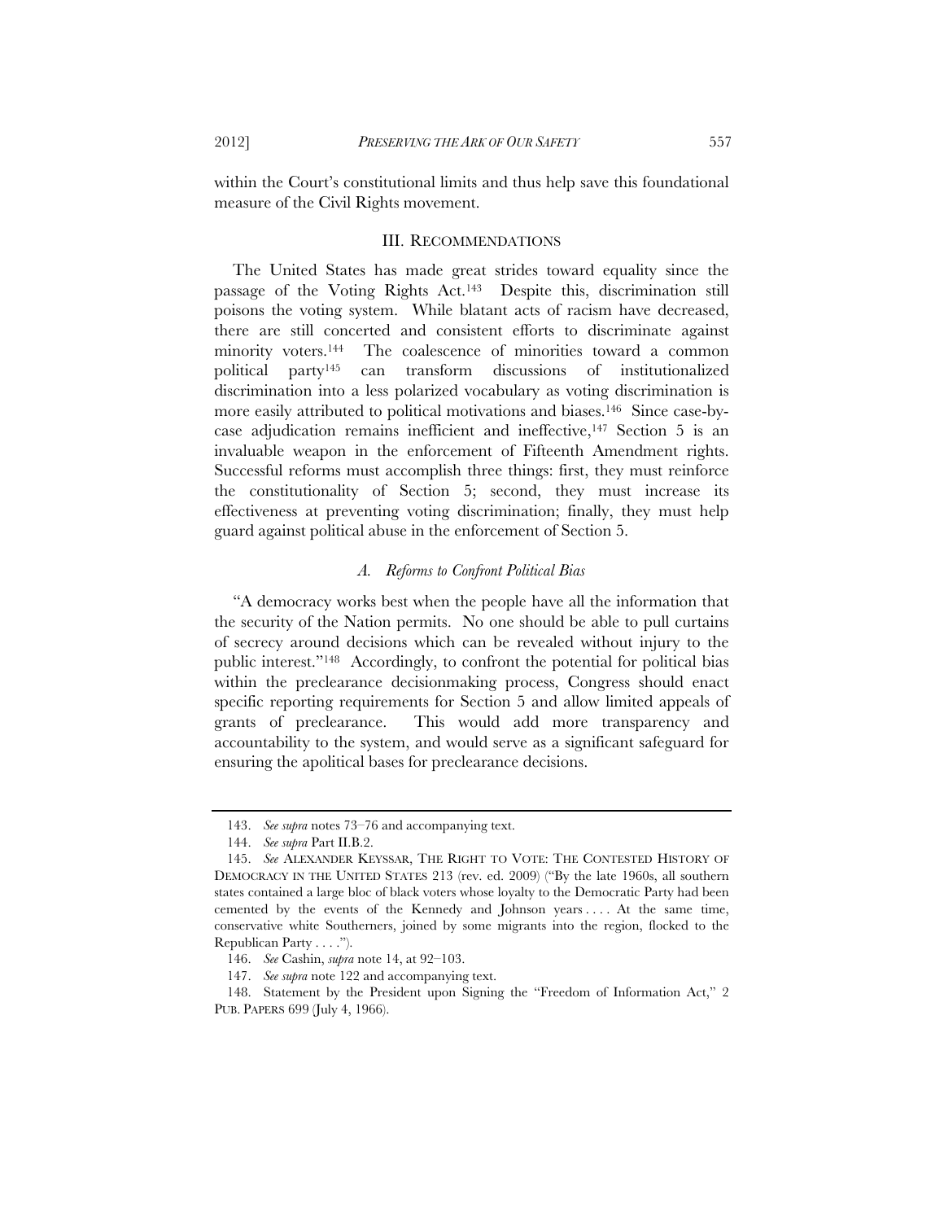within the Court's constitutional limits and thus help save this foundational measure of the Civil Rights movement.

## III. RECOMMENDATIONS

The United States has made great strides toward equality since the passage of the Voting Rights Act.[143] Despite this, discrimination still poisons the voting system. While blatant acts of racism have decreased, there are still concerted and consistent efforts to discriminate against minority voters.[144] The coalescence of minorities toward a common political party[145] can transform discussions of institutionalized discrimination into a less polarized vocabulary as voting discrimination is more easily attributed to political motivations and biases.[146] Since case-by-case adjudication remains inefficient and ineffective,[147] Section 5 is an invaluable weapon in the enforcement of Fifteenth Amendment rights. Successful reforms must accomplish three things: first, they must reinforce the constitutionality of Section 5; second, they must increase its effectiveness at preventing voting discrimination; finally, they must help guard against political abuse in the enforcement of Section 5.

### *A. Reforms to Confront Political Bias*

"A democracy works best when the people have all the information that the security of the Nation permits. No one should be able to pull curtains of secrecy around decisions which can be revealed without injury to the public interest."[148] Accordingly, to confront the potential for political bias within the preclearance decisionmaking process, Congress should enact specific reporting requirements for Section 5 and allow limited appeals of grants of preclearance. This would add more transparency and accountability to the system, and would serve as a significant safeguard for ensuring the apolitical bases for preclearance decisions.

---

143. *See supra* notes 73–76 and accompanying text.

144. *See supra* Part II.B.2.

145. *See* ALEXANDER KEYSSAR, THE RIGHT TO VOTE: THE CONTESTED HISTORY OF DEMOCRACY IN THE UNITED STATES 213 (rev. ed. 2009) ("By the late 1960s, all southern states contained a large bloc of black voters whose loyalty to the Democratic Party had been cemented by the events of the Kennedy and Johnson years . . . . At the same time, conservative white Southerners, joined by some migrants into the region, flocked to the Republican Party . . . .").

146. *See* Cashin, *supra* note 14, at 92–103.

147. *See supra* note 122 and accompanying text.

148. Statement by the President upon Signing the "Freedom of Information Act," 2 PUB. PAPERS 699 (July 4, 1966).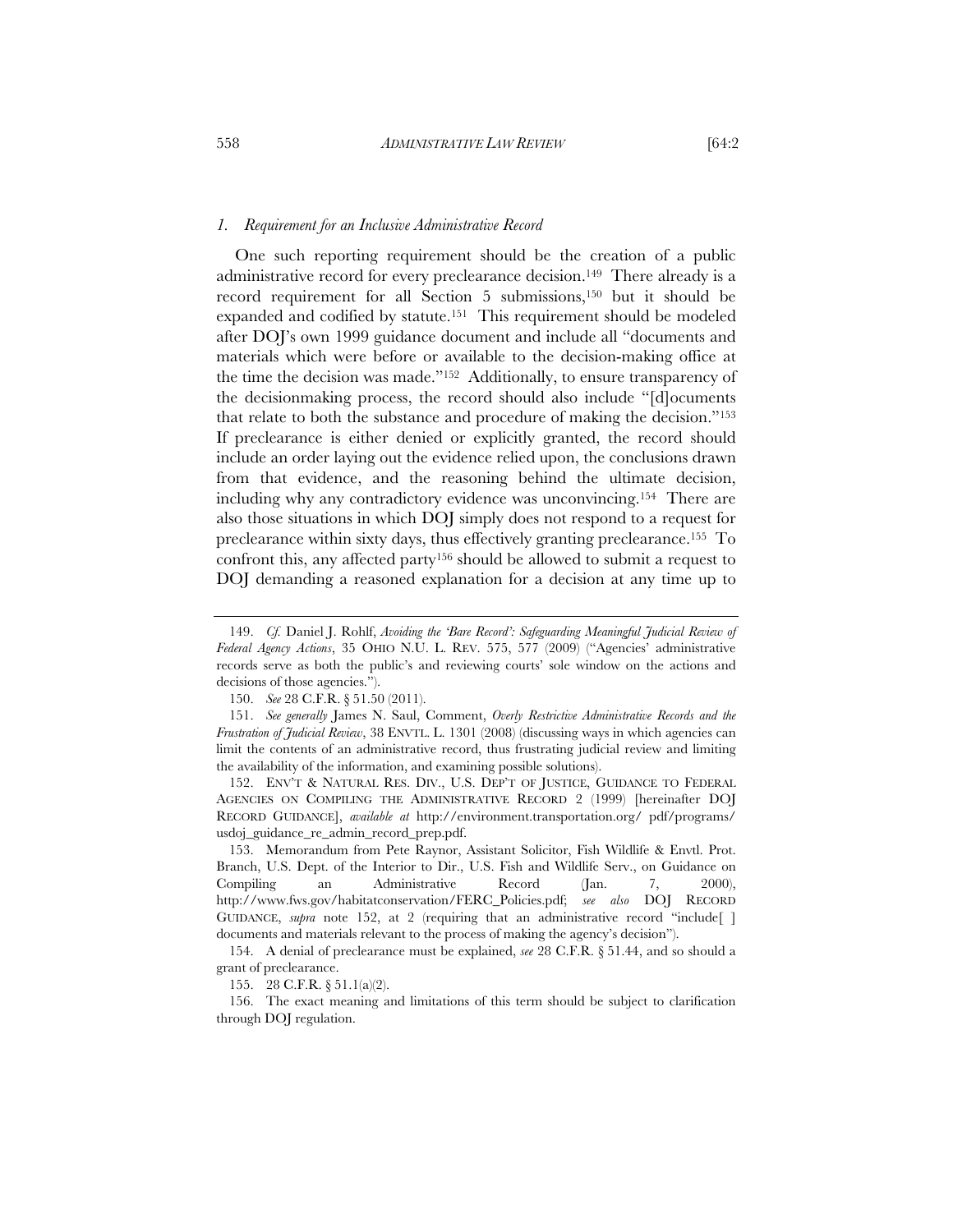### *1. Requirement for an Inclusive Administrative Record*

One such reporting requirement should be the creation of a public administrative record for every preclearance decision.[149] There already is a record requirement for all Section 5 submissions,[150] but it should be expanded and codified by statute.[151] This requirement should be modeled after DOJ's own 1999 guidance document and include all "documents and materials which were before or available to the decision-making office at the time the decision was made."[152] Additionally, to ensure transparency of the decisionmaking process, the record should also include "[d]ocuments that relate to both the substance and procedure of making the decision."[153] If preclearance is either denied or explicitly granted, the record should include an order laying out the evidence relied upon, the conclusions drawn from that evidence, and the reasoning behind the ultimate decision, including why any contradictory evidence was unconvincing.[154] There are also those situations in which DOJ simply does not respond to a request for preclearance within sixty days, thus effectively granting preclearance.[155] To confront this, any affected party[156] should be allowed to submit a request to DOJ demanding a reasoned explanation for a decision at any time up to

---

149. *Cf.* Daniel J. Rohlf, *Avoiding the 'Bare Record': Safeguarding Meaningful Judicial Review of Federal Agency Actions*, 35 OHIO N.U. L. REV. 575, 577 (2009) ("Agencies' administrative records serve as both the public's and reviewing courts' sole window on the actions and decisions of those agencies.").

150. *See* 28 C.F.R. § 51.50 (2011).

151. *See generally* James N. Saul, Comment, *Overly Restrictive Administrative Records and the Frustration of Judicial Review*, 38 ENVTL. L. 1301 (2008) (discussing ways in which agencies can limit the contents of an administrative record, thus frustrating judicial review and limiting the availability of the information, and examining possible solutions).

152. ENV'T & NATURAL RES. DIV., U.S. DEP'T OF JUSTICE, GUIDANCE TO FEDERAL AGENCIES ON COMPILING THE ADMINISTRATIVE RECORD 2 (1999) [hereinafter DOJ RECORD GUIDANCE], *available at* http://environment.transportation.org/ pdf/programs/ usdoj_guidance_re_admin_record_prep.pdf.

153. Memorandum from Pete Raynor, Assistant Solicitor, Fish Wildlife & Envtl. Prot. Branch, U.S. Dept. of the Interior to Dir., U.S. Fish and Wildlife Serv., on Guidance on Compiling an Administrative Record (Jan. 7, 2000), http://www.fws.gov/habitatconservation/FERC_Policies.pdf; *see also* DOJ RECORD GUIDANCE, *supra* note 152, at 2 (requiring that an administrative record "include[ ] documents and materials relevant to the process of making the agency's decision").

154. A denial of preclearance must be explained, *see* 28 C.F.R. § 51.44, and so should a grant of preclearance.

155. 28 C.F.R. § 51.1(a)(2).

156. The exact meaning and limitations of this term should be subject to clarification through DOJ regulation.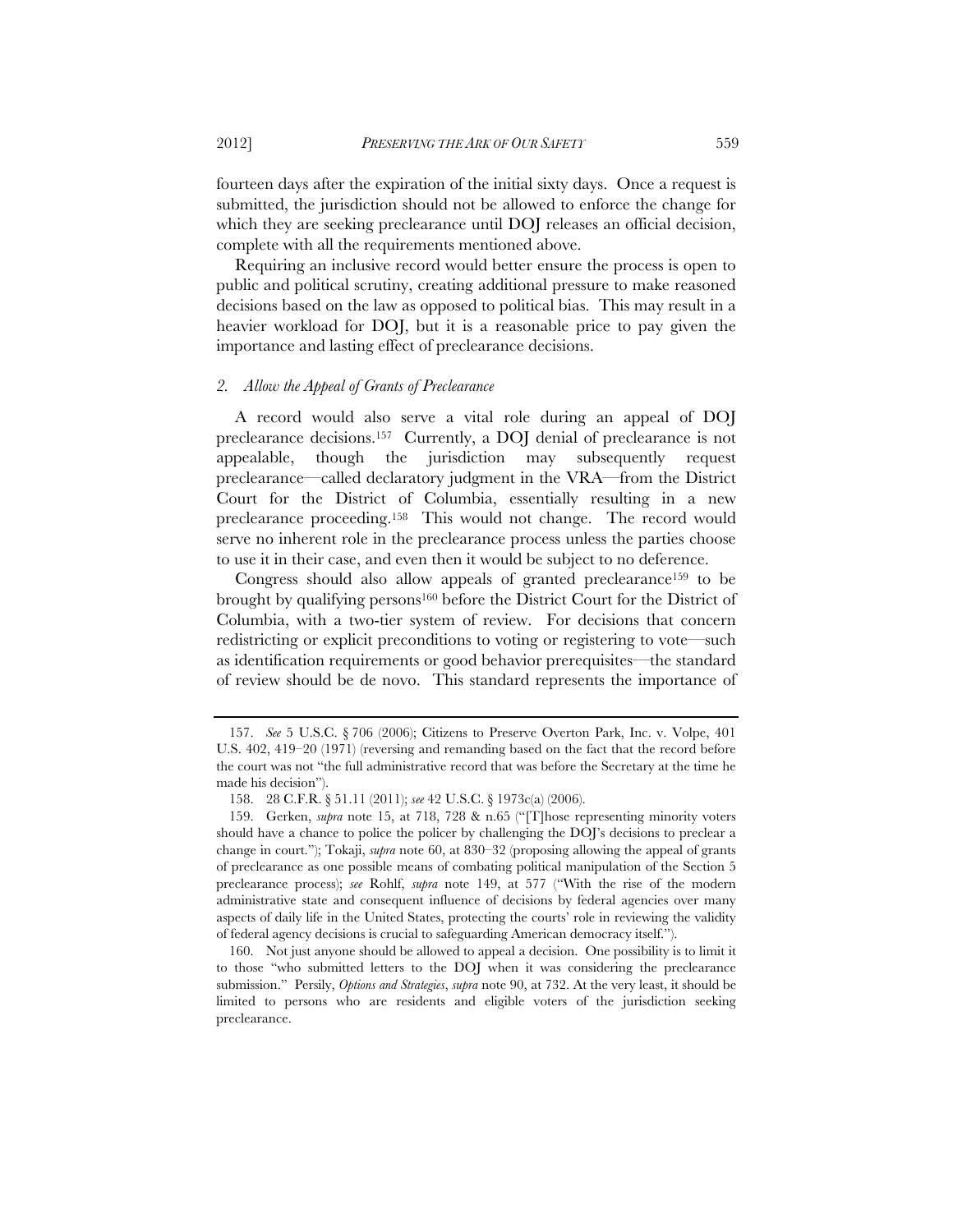fourteen days after the expiration of the initial sixty days. Once a request is submitted, the jurisdiction should not be allowed to enforce the change for which they are seeking preclearance until DOJ releases an official decision, complete with all the requirements mentioned above.

Requiring an inclusive record would better ensure the process is open to public and political scrutiny, creating additional pressure to make reasoned decisions based on the law as opposed to political bias. This may result in a heavier workload for DOJ, but it is a reasonable price to pay given the importance and lasting effect of preclearance decisions.

### *2. Allow the Appeal of Grants of Preclearance*

A record would also serve a vital role during an appeal of DOJ preclearance decisions.[157] Currently, a DOJ denial of preclearance is not appealable, though the jurisdiction may subsequently request preclearance—called declaratory judgment in the VRA—from the District Court for the District of Columbia, essentially resulting in a new preclearance proceeding.[158] This would not change. The record would serve no inherent role in the preclearance process unless the parties choose to use it in their case, and even then it would be subject to no deference.

Congress should also allow appeals of granted preclearance[159] to be brought by qualifying persons[160] before the District Court for the District of Columbia, with a two-tier system of review. For decisions that concern redistricting or explicit preconditions to voting or registering to vote—such as identification requirements or good behavior prerequisites—the standard of review should be de novo. This standard represents the importance of

---

157. *See* 5 U.S.C. § 706 (2006); Citizens to Preserve Overton Park, Inc. v. Volpe, 401 U.S. 402, 419–20 (1971) (reversing and remanding based on the fact that the record before the court was not "the full administrative record that was before the Secretary at the time he made his decision").

158. 28 C.F.R. § 51.11 (2011); *see* 42 U.S.C. § 1973c(a) (2006).

159. Gerken, *supra* note 15, at 718, 728 & n.65 ("[T]hose representing minority voters should have a chance to police the policer by challenging the DOJ's decisions to preclear a change in court."); Tokaji, *supra* note 60, at 830–32 (proposing allowing the appeal of grants of preclearance as one possible means of combating political manipulation of the Section 5 preclearance process); *see* Rohlf, *supra* note 149, at 577 ("With the rise of the modern administrative state and consequent influence of decisions by federal agencies over many aspects of daily life in the United States, protecting the courts' role in reviewing the validity of federal agency decisions is crucial to safeguarding American democracy itself.").

160. Not just anyone should be allowed to appeal a decision. One possibility is to limit it to those "who submitted letters to the DOJ when it was considering the preclearance submission." Persily, *Options and Strategies*, *supra* note 90, at 732. At the very least, it should be limited to persons who are residents and eligible voters of the jurisdiction seeking preclearance.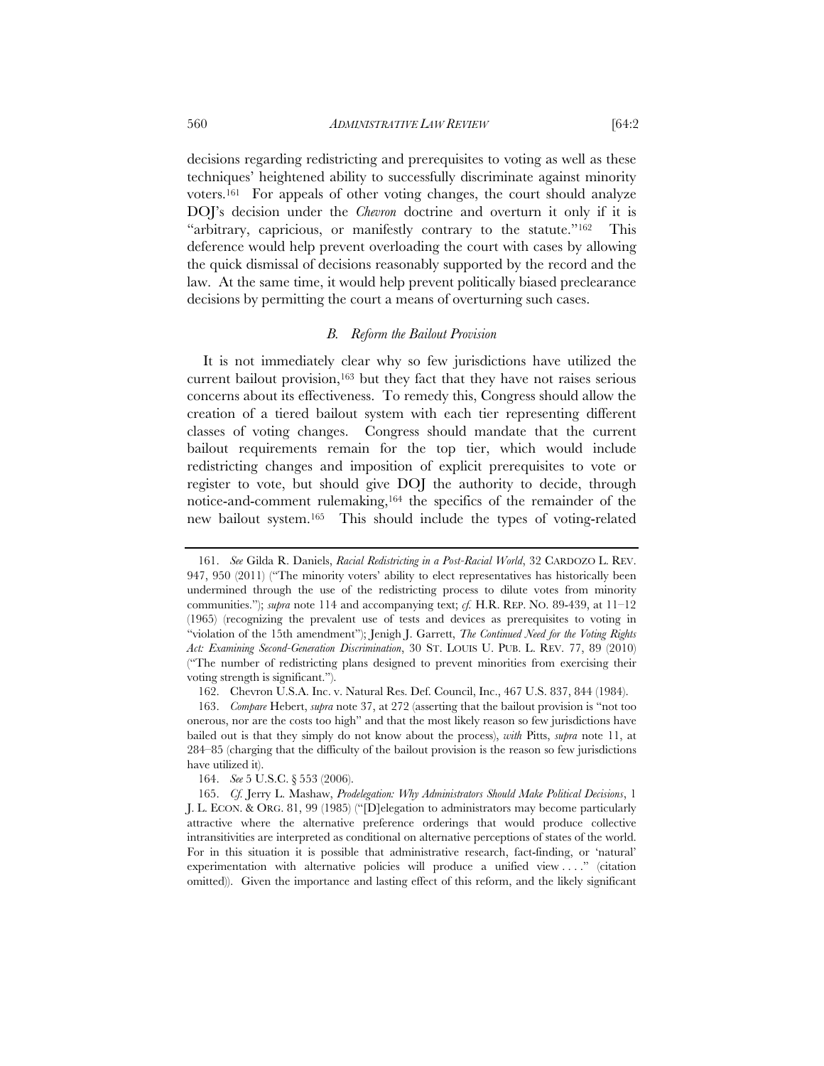decisions regarding redistricting and prerequisites to voting as well as these techniques' heightened ability to successfully discriminate against minority voters.[161] For appeals of other voting changes, the court should analyze DOJ's decision under the *Chevron* doctrine and overturn it only if it is "arbitrary, capricious, or manifestly contrary to the statute."[162] This deference would help prevent overloading the court with cases by allowing the quick dismissal of decisions reasonably supported by the record and the law. At the same time, it would help prevent politically biased preclearance decisions by permitting the court a means of overturning such cases.

### *B. Reform the Bailout Provision*

It is not immediately clear why so few jurisdictions have utilized the current bailout provision,[163] but they fact that they have not raises serious concerns about its effectiveness. To remedy this, Congress should allow the creation of a tiered bailout system with each tier representing different classes of voting changes. Congress should mandate that the current bailout requirements remain for the top tier, which would include redistricting changes and imposition of explicit prerequisites to vote or register to vote, but should give DOJ the authority to decide, through notice-and-comment rulemaking,[164] the specifics of the remainder of the new bailout system.[165] This should include the types of voting-related

---

161. *See* Gilda R. Daniels, *Racial Redistricting in a Post-Racial World*, 32 CARDOZO L. REV. 947, 950 (2011) ("The minority voters' ability to elect representatives has historically been undermined through the use of the redistricting process to dilute votes from minority communities."); *supra* note 114 and accompanying text; *cf.* H.R. REP. NO. 89-439, at 11–12 (1965) (recognizing the prevalent use of tests and devices as prerequisites to voting in "violation of the 15th amendment"); Jenigh J. Garrett, *The Continued Need for the Voting Rights Act: Examining Second-Generation Discrimination*, 30 ST. LOUIS U. PUB. L. REV. 77, 89 (2010) ("The number of redistricting plans designed to prevent minorities from exercising their voting strength is significant.").

162. Chevron U.S.A. Inc. v. Natural Res. Def. Council, Inc., 467 U.S. 837, 844 (1984).

163. *Compare* Hebert, *supra* note 37, at 272 (asserting that the bailout provision is "not too onerous, nor are the costs too high" and that the most likely reason so few jurisdictions have bailed out is that they simply do not know about the process), *with* Pitts, *supra* note 11, at 284–85 (charging that the difficulty of the bailout provision is the reason so few jurisdictions have utilized it).

164. *See* 5 U.S.C. § 553 (2006).

165. *Cf.* Jerry L. Mashaw, *Prodelegation: Why Administrators Should Make Political Decisions*, 1 J. L. ECON. & ORG. 81, 99 (1985) ("[D]elegation to administrators may become particularly attractive where the alternative preference orderings that would produce collective intransitivities are interpreted as conditional on alternative perceptions of states of the world. For in this situation it is possible that administrative research, fact-finding, or 'natural' experimentation with alternative policies will produce a unified view . . . ." (citation omitted)). Given the importance and lasting effect of this reform, and the likely significant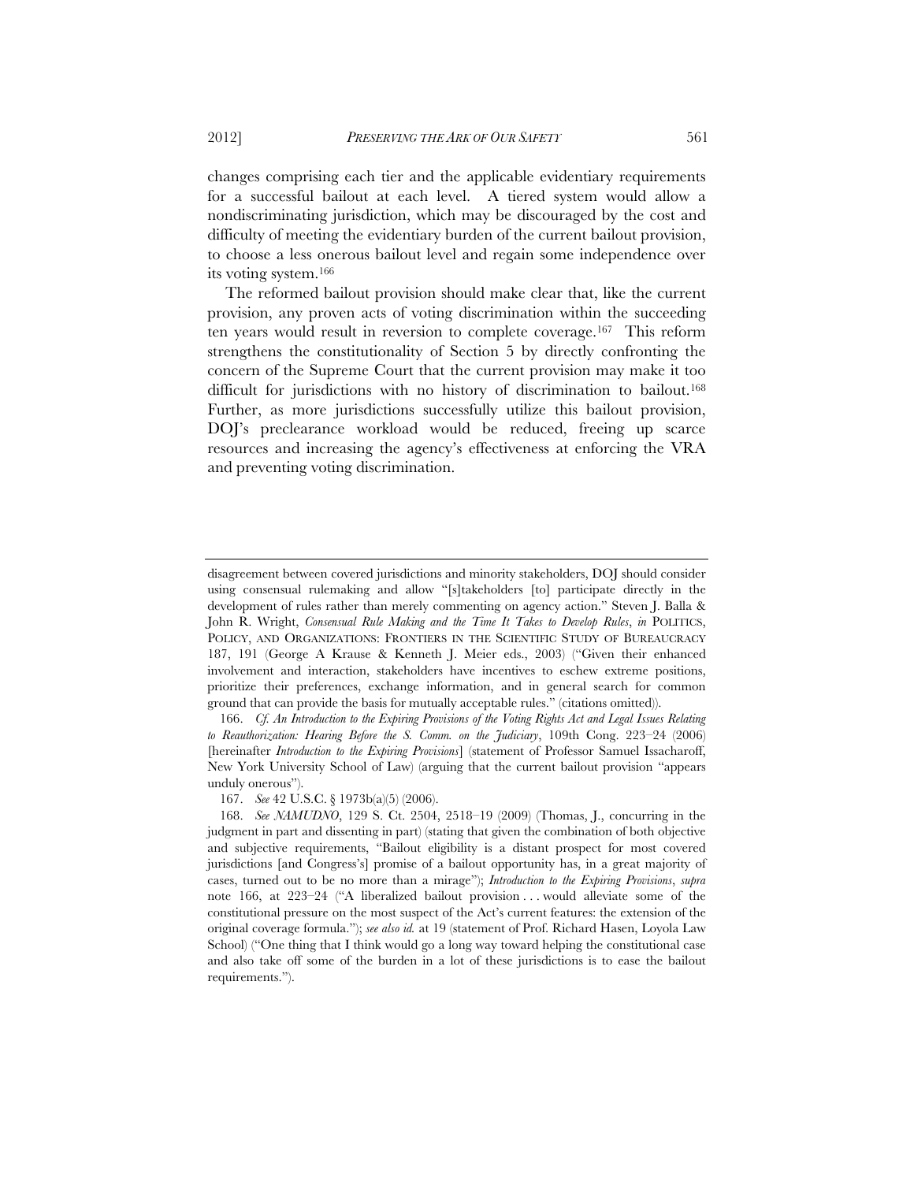changes comprising each tier and the applicable evidentiary requirements for a successful bailout at each level. A tiered system would allow a nondiscriminating jurisdiction, which may be discouraged by the cost and difficulty of meeting the evidentiary burden of the current bailout provision, to choose a less onerous bailout level and regain some independence over its voting system.[166]

The reformed bailout provision should make clear that, like the current provision, any proven acts of voting discrimination within the succeeding ten years would result in reversion to complete coverage.[167] This reform strengthens the constitutionality of Section 5 by directly confronting the concern of the Supreme Court that the current provision may make it too difficult for jurisdictions with no history of discrimination to bailout.[168] Further, as more jurisdictions successfully utilize this bailout provision, DOJ's preclearance workload would be reduced, freeing up scarce resources and increasing the agency's effectiveness at enforcing the VRA and preventing voting discrimination.

---

disagreement between covered jurisdictions and minority stakeholders, DOJ should consider using consensual rulemaking and allow "[s]takeholders [to] participate directly in the development of rules rather than merely commenting on agency action." Steven J. Balla & John R. Wright, *Consensual Rule Making and the Time It Takes to Develop Rules*, *in* POLITICS, POLICY, AND ORGANIZATIONS: FRONTIERS IN THE SCIENTIFIC STUDY OF BUREAUCRACY 187, 191 (George A Krause & Kenneth J. Meier eds., 2003) ("Given their enhanced involvement and interaction, stakeholders have incentives to eschew extreme positions, prioritize their preferences, exchange information, and in general search for common ground that can provide the basis for mutually acceptable rules." (citations omitted)).

166. *Cf. An Introduction to the Expiring Provisions of the Voting Rights Act and Legal Issues Relating to Reauthorization: Hearing Before the S. Comm. on the Judiciary*, 109th Cong. 223–24 (2006) [hereinafter *Introduction to the Expiring Provisions*] (statement of Professor Samuel Issacharoff, New York University School of Law) (arguing that the current bailout provision "appears unduly onerous").

167. *See* 42 U.S.C. § 1973b(a)(5) (2006).

168. *See NAMUDNO*, 129 S. Ct. 2504, 2518–19 (2009) (Thomas, J., concurring in the judgment in part and dissenting in part) (stating that given the combination of both objective and subjective requirements, "Bailout eligibility is a distant prospect for most covered jurisdictions [and Congress's] promise of a bailout opportunity has, in a great majority of cases, turned out to be no more than a mirage"); *Introduction to the Expiring Provisions*, *supra* note 166, at 223–24 ("A liberalized bailout provision . . . would alleviate some of the constitutional pressure on the most suspect of the Act's current features: the extension of the original coverage formula."); *see also id.* at 19 (statement of Prof. Richard Hasen, Loyola Law School) ("One thing that I think would go a long way toward helping the constitutional case and also take off some of the burden in a lot of these jurisdictions is to ease the bailout requirements.").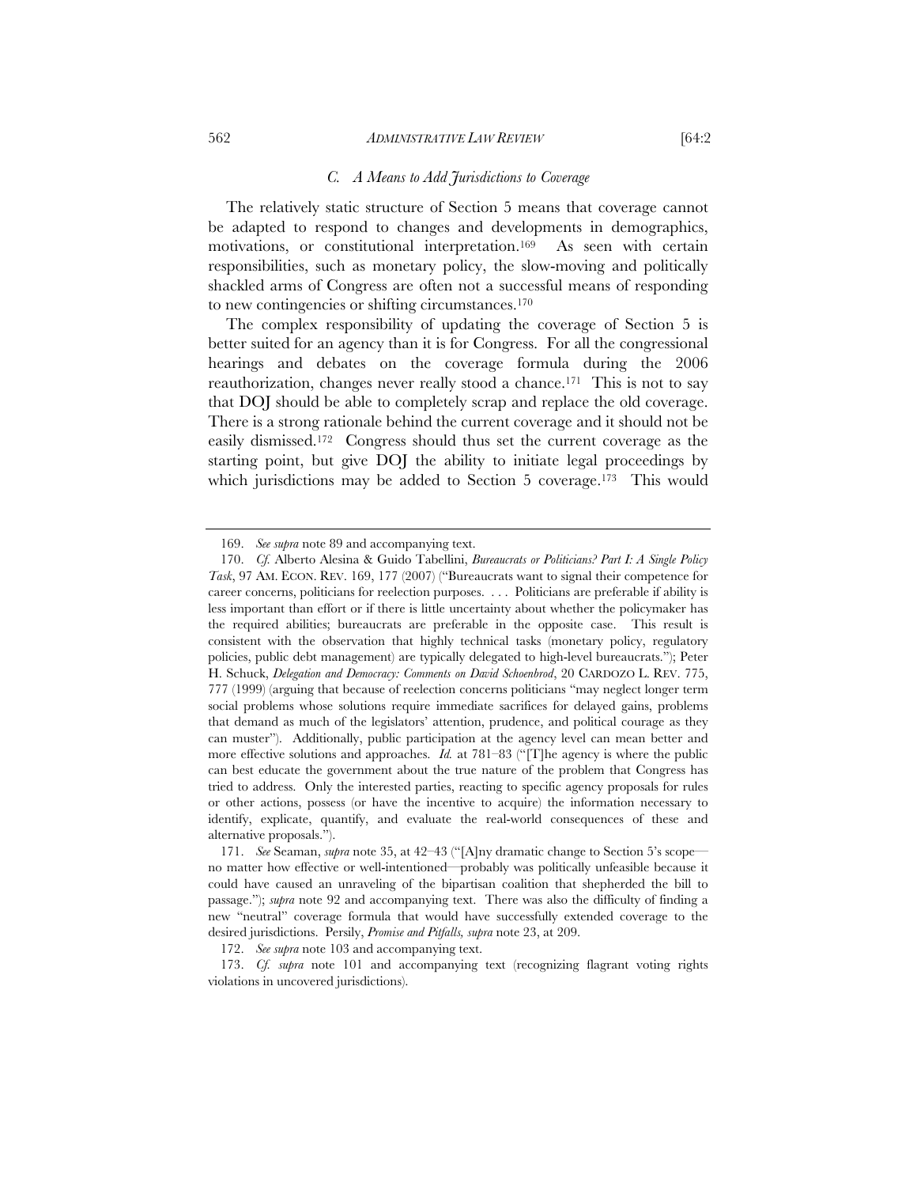### C. *A Means to Add Jurisdictions to Coverage*

The relatively static structure of Section 5 means that coverage cannot be adapted to respond to changes and developments in demographics, motivations, or constitutional interpretation.[169] As seen with certain responsibilities, such as monetary policy, the slow-moving and politically shackled arms of Congress are often not a successful means of responding to new contingencies or shifting circumstances.[170]

The complex responsibility of updating the coverage of Section 5 is better suited for an agency than it is for Congress. For all the congressional hearings and debates on the coverage formula during the 2006 reauthorization, changes never really stood a chance.[171] This is not to say that DOJ should be able to completely scrap and replace the old coverage. There is a strong rationale behind the current coverage and it should not be easily dismissed.[172] Congress should thus set the current coverage as the starting point, but give DOJ the ability to initiate legal proceedings by which jurisdictions may be added to Section 5 coverage.[173] This would

---

169. *See supra* note 89 and accompanying text.

170. *Cf.* Alberto Alesina & Guido Tabellini, *Bureaucrats or Politicians? Part I: A Single Policy Task*, 97 AM. ECON. REV. 169, 177 (2007) ("Bureaucrats want to signal their competence for career concerns, politicians for reelection purposes. . . . Politicians are preferable if ability is less important than effort or if there is little uncertainty about whether the policymaker has the required abilities; bureaucrats are preferable in the opposite case. This result is consistent with the observation that highly technical tasks (monetary policy, regulatory policies, public debt management) are typically delegated to high-level bureaucrats."); Peter H. Schuck, *Delegation and Democracy: Comments on David Schoenbrod*, 20 CARDOZO L. REV. 775, 777 (1999) (arguing that because of reelection concerns politicians "may neglect longer term social problems whose solutions require immediate sacrifices for delayed gains, problems that demand as much of the legislators' attention, prudence, and political courage as they can muster"). Additionally, public participation at the agency level can mean better and more effective solutions and approaches. *Id.* at 781–83 ("[T]he agency is where the public can best educate the government about the true nature of the problem that Congress has tried to address. Only the interested parties, reacting to specific agency proposals for rules or other actions, possess (or have the incentive to acquire) the information necessary to identify, explicate, quantify, and evaluate the real-world consequences of these and alternative proposals.").

171. *See* Seaman, *supra* note 35, at 42–43 ("[A]ny dramatic change to Section 5's scope—no matter how effective or well-intentioned—probably was politically unfeasible because it could have caused an unraveling of the bipartisan coalition that shepherded the bill to passage."); *supra* note 92 and accompanying text. There was also the difficulty of finding a new "neutral" coverage formula that would have successfully extended coverage to the desired jurisdictions. Persily, *Promise and Pitfalls, supra* note 23, at 209.

172. *See supra* note 103 and accompanying text.

173. *Cf. supra* note 101 and accompanying text (recognizing flagrant voting rights violations in uncovered jurisdictions).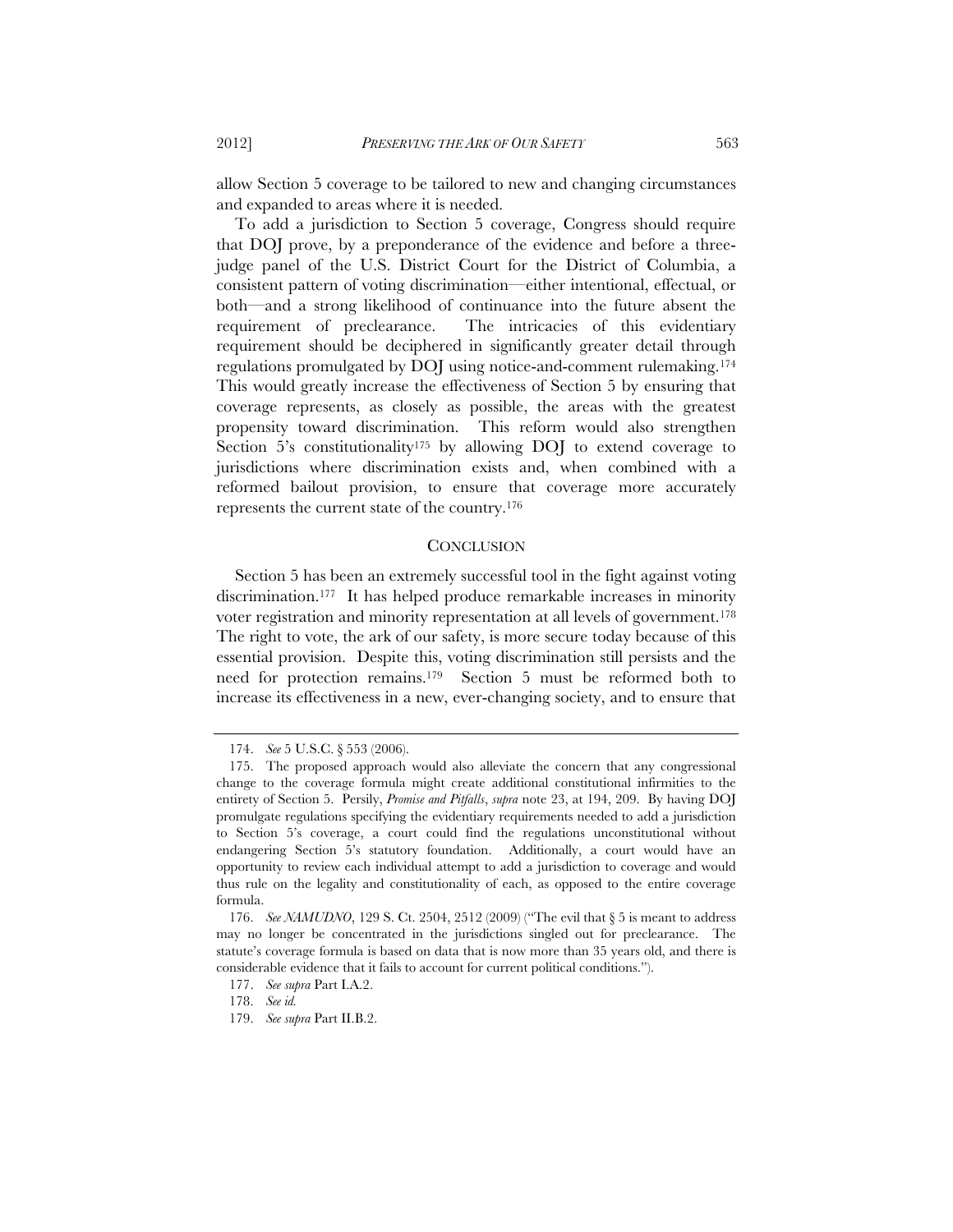allow Section 5 coverage to be tailored to new and changing circumstances and expanded to areas where it is needed.

To add a jurisdiction to Section 5 coverage, Congress should require that DOJ prove, by a preponderance of the evidence and before a three-judge panel of the U.S. District Court for the District of Columbia, a consistent pattern of voting discrimination—either intentional, effectual, or both—and a strong likelihood of continuance into the future absent the requirement of preclearance. The intricacies of this evidentiary requirement should be deciphered in significantly greater detail through regulations promulgated by DOJ using notice-and-comment rulemaking.[174] This would greatly increase the effectiveness of Section 5 by ensuring that coverage represents, as closely as possible, the areas with the greatest propensity toward discrimination. This reform would also strengthen Section 5's constitutionality[175] by allowing DOJ to extend coverage to jurisdictions where discrimination exists and, when combined with a reformed bailout provision, to ensure that coverage more accurately represents the current state of the country.[176]

## CONCLUSION

Section 5 has been an extremely successful tool in the fight against voting discrimination.[177] It has helped produce remarkable increases in minority voter registration and minority representation at all levels of government.[178] The right to vote, the ark of our safety, is more secure today because of this essential provision. Despite this, voting discrimination still persists and the need for protection remains.[179] Section 5 must be reformed both to increase its effectiveness in a new, ever-changing society, and to ensure that

---

174. *See* 5 U.S.C. § 553 (2006).

175. The proposed approach would also alleviate the concern that any congressional change to the coverage formula might create additional constitutional infirmities to the entirety of Section 5. Persily, *Promise and Pitfalls*, *supra* note 23, at 194, 209. By having DOJ promulgate regulations specifying the evidentiary requirements needed to add a jurisdiction to Section 5's coverage, a court could find the regulations unconstitutional without endangering Section 5's statutory foundation. Additionally, a court would have an opportunity to review each individual attempt to add a jurisdiction to coverage and would thus rule on the legality and constitutionality of each, as opposed to the entire coverage formula.

176. *See NAMUDNO*, 129 S. Ct. 2504, 2512 (2009) ("The evil that § 5 is meant to address may no longer be concentrated in the jurisdictions singled out for preclearance. The statute's coverage formula is based on data that is now more than 35 years old, and there is considerable evidence that it fails to account for current political conditions.").

177. *See supra* Part I.A.2.

178. *See id.*

179. *See supra* Part II.B.2.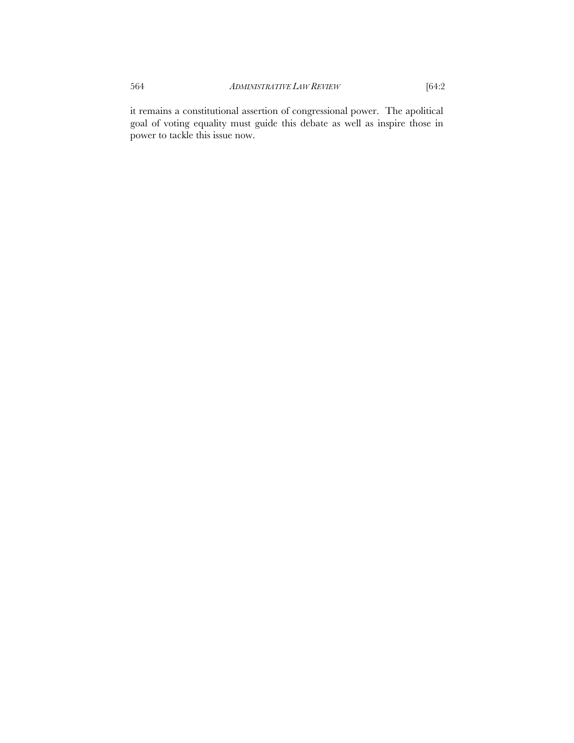it remains a constitutional assertion of congressional power. The apolitical goal of voting equality must guide this debate as well as inspire those in power to tackle this issue now.